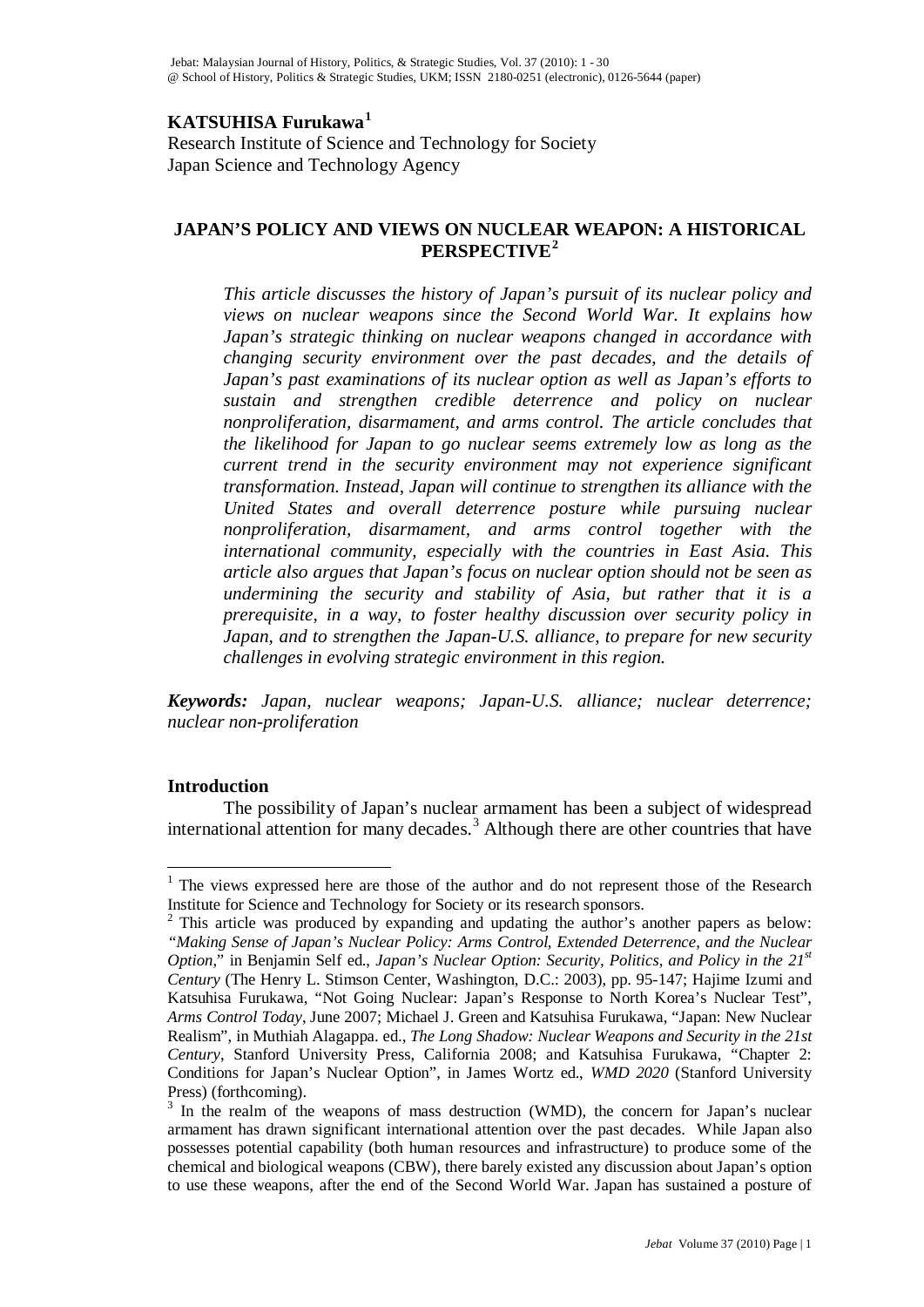**KATSUHISA Furukawa**[1]

Research Institute of Science and Technology for Society
Japan Science and Technology Agency

# JAPAN'S POLICY AND VIEWS ON NUCLEAR WEAPON: A HISTORICAL PERSPECTIVE[2]

*This article discusses the history of Japan's pursuit of its nuclear policy and views on nuclear weapons since the Second World War. It explains how Japan's strategic thinking on nuclear weapons changed in accordance with changing security environment over the past decades, and the details of Japan's past examinations of its nuclear option as well as Japan's efforts to sustain and strengthen credible deterrence and policy on nuclear nonproliferation, disarmament, and arms control. The article concludes that the likelihood for Japan to go nuclear seems extremely low as long as the current trend in the security environment may not experience significant transformation. Instead, Japan will continue to strengthen its alliance with the United States and overall deterrence posture while pursuing nuclear nonproliferation, disarmament, and arms control together with the international community, especially with the countries in East Asia. This article also argues that Japan's focus on nuclear option should not be seen as undermining the security and stability of Asia, but rather that it is a prerequisite, in a way, to foster healthy discussion over security policy in Japan, and to strengthen the Japan-U.S. alliance, to prepare for new security challenges in evolving strategic environment in this region.*

***Keywords:*** *Japan, nuclear weapons; Japan-U.S. alliance; nuclear deterrence; nuclear non-proliferation*

## Introduction

The possibility of Japan's nuclear armament has been a subject of widespread international attention for many decades.[3] Although there are other countries that have

---

[1] The views expressed here are those of the author and do not represent those of the Research Institute for Science and Technology for Society or its research sponsors.

[2] This article was produced by expanding and updating the author's another papers as below: *"Making Sense of Japan's Nuclear Policy: Arms Control, Extended Deterrence, and the Nuclear Option,"* in Benjamin Self ed., *Japan's Nuclear Option: Security, Politics, and Policy in the 21st Century* (The Henry L. Stimson Center, Washington, D.C.: 2003), pp. 95-147; Hajime Izumi and Katsuhisa Furukawa, "Not Going Nuclear: Japan's Response to North Korea's Nuclear Test", *Arms Control Today*, June 2007; Michael J. Green and Katsuhisa Furukawa, "Japan: New Nuclear Realism", in Muthiah Alagappa. ed., *The Long Shadow: Nuclear Weapons and Security in the 21st Century*, Stanford University Press, California 2008; and Katsuhisa Furukawa, "Chapter 2: Conditions for Japan's Nuclear Option", in James Wortz ed., *WMD 2020* (Stanford University Press) (forthcoming).

[3] In the realm of the weapons of mass destruction (WMD), the concern for Japan's nuclear armament has drawn significant international attention over the past decades. While Japan also possesses potential capability (both human resources and infrastructure) to produce some of the chemical and biological weapons (CBW), there barely existed any discussion about Japan's option to use these weapons, after the end of the Second World War. Japan has sustained a posture of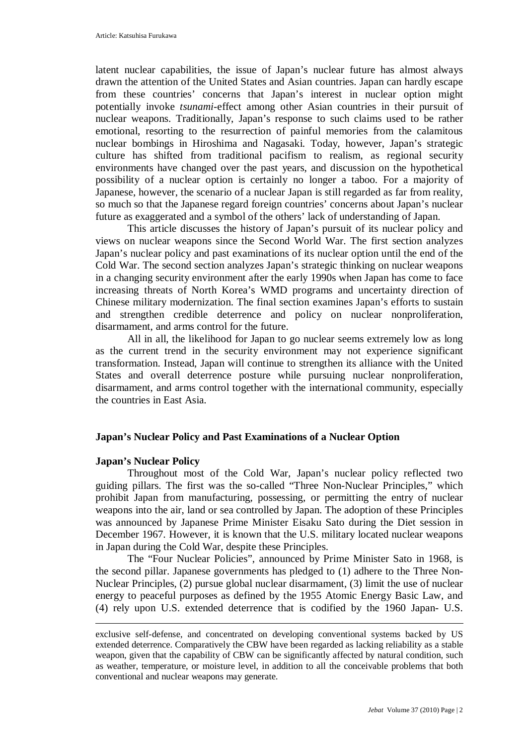latent nuclear capabilities, the issue of Japan's nuclear future has almost always drawn the attention of the United States and Asian countries. Japan can hardly escape from these countries' concerns that Japan's interest in nuclear option might potentially invoke *tsunami*-effect among other Asian countries in their pursuit of nuclear weapons. Traditionally, Japan's response to such claims used to be rather emotional, resorting to the resurrection of painful memories from the calamitous nuclear bombings in Hiroshima and Nagasaki. Today, however, Japan's strategic culture has shifted from traditional pacifism to realism, as regional security environments have changed over the past years, and discussion on the hypothetical possibility of a nuclear option is certainly no longer a taboo. For a majority of Japanese, however, the scenario of a nuclear Japan is still regarded as far from reality, so much so that the Japanese regard foreign countries' concerns about Japan's nuclear future as exaggerated and a symbol of the others' lack of understanding of Japan.

This article discusses the history of Japan's pursuit of its nuclear policy and views on nuclear weapons since the Second World War. The first section analyzes Japan's nuclear policy and past examinations of its nuclear option until the end of the Cold War. The second section analyzes Japan's strategic thinking on nuclear weapons in a changing security environment after the early 1990s when Japan has come to face increasing threats of North Korea's WMD programs and uncertainty direction of Chinese military modernization. The final section examines Japan's efforts to sustain and strengthen credible deterrence and policy on nuclear nonproliferation, disarmament, and arms control for the future.

All in all, the likelihood for Japan to go nuclear seems extremely low as long as the current trend in the security environment may not experience significant transformation. Instead, Japan will continue to strengthen its alliance with the United States and overall deterrence posture while pursuing nuclear nonproliferation, disarmament, and arms control together with the international community, especially the countries in East Asia.

## Japan's Nuclear Policy and Past Examinations of a Nuclear Option

### Japan's Nuclear Policy

Throughout most of the Cold War, Japan's nuclear policy reflected two guiding pillars. The first was the so-called "Three Non-Nuclear Principles," which prohibit Japan from manufacturing, possessing, or permitting the entry of nuclear weapons into the air, land or sea controlled by Japan. The adoption of these Principles was announced by Japanese Prime Minister Eisaku Sato during the Diet session in December 1967. However, it is known that the U.S. military located nuclear weapons in Japan during the Cold War, despite these Principles.

The "Four Nuclear Policies", announced by Prime Minister Sato in 1968, is the second pillar. Japanese governments has pledged to (1) adhere to the Three Non-Nuclear Principles, (2) pursue global nuclear disarmament, (3) limit the use of nuclear energy to peaceful purposes as defined by the 1955 Atomic Energy Basic Law, and (4) rely upon U.S. extended deterrence that is codified by the 1960 Japan- U.S.

---

exclusive self-defense, and concentrated on developing conventional systems backed by US extended deterrence. Comparatively the CBW have been regarded as lacking reliability as a stable weapon, given that the capability of CBW can be significantly affected by natural condition, such as weather, temperature, or moisture level, in addition to all the conceivable problems that both conventional and nuclear weapons may generate.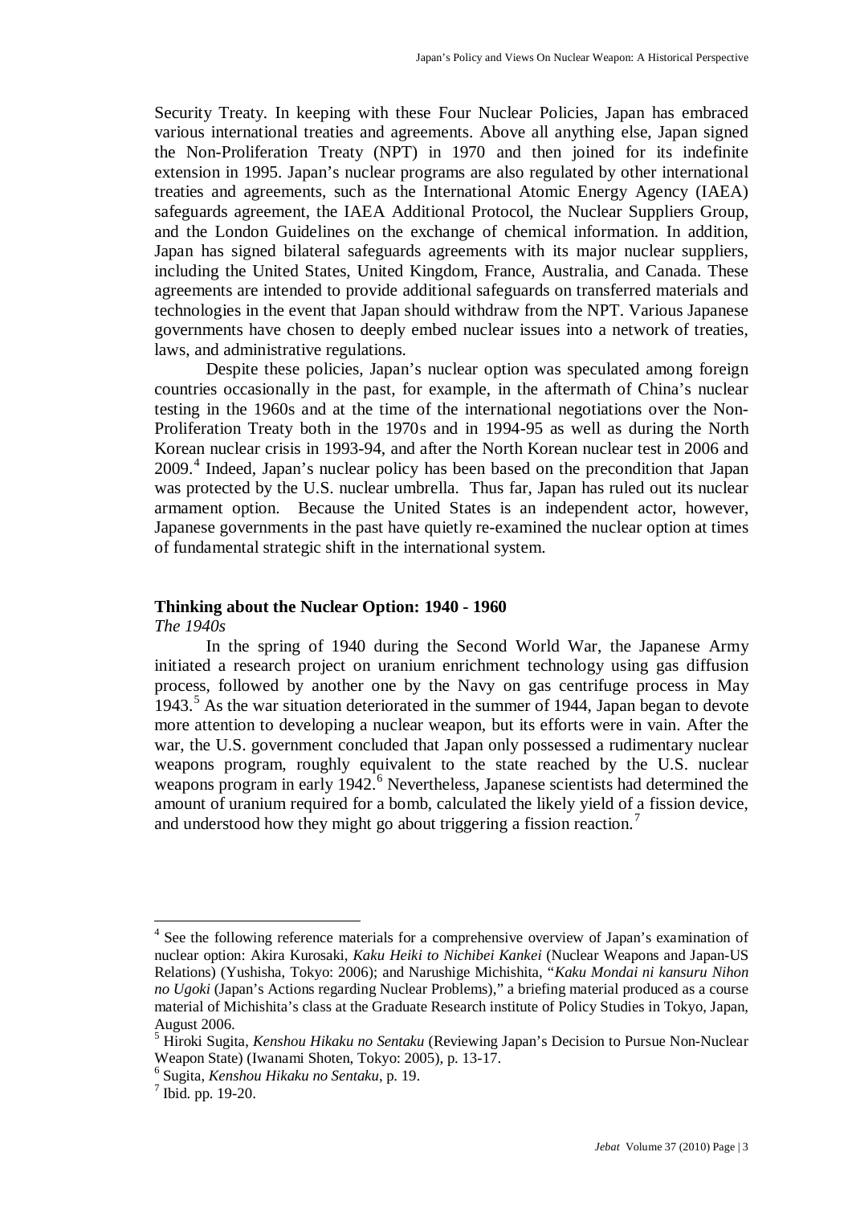Security Treaty. In keeping with these Four Nuclear Policies, Japan has embraced various international treaties and agreements. Above all anything else, Japan signed the Non-Proliferation Treaty (NPT) in 1970 and then joined for its indefinite extension in 1995. Japan's nuclear programs are also regulated by other international treaties and agreements, such as the International Atomic Energy Agency (IAEA) safeguards agreement, the IAEA Additional Protocol, the Nuclear Suppliers Group, and the London Guidelines on the exchange of chemical information. In addition, Japan has signed bilateral safeguards agreements with its major nuclear suppliers, including the United States, United Kingdom, France, Australia, and Canada. These agreements are intended to provide additional safeguards on transferred materials and technologies in the event that Japan should withdraw from the NPT. Various Japanese governments have chosen to deeply embed nuclear issues into a network of treaties, laws, and administrative regulations.

Despite these policies, Japan's nuclear option was speculated among foreign countries occasionally in the past, for example, in the aftermath of China's nuclear testing in the 1960s and at the time of the international negotiations over the Non-Proliferation Treaty both in the 1970s and in 1994-95 as well as during the North Korean nuclear crisis in 1993-94, and after the North Korean nuclear test in 2006 and 2009.[4] Indeed, Japan's nuclear policy has been based on the precondition that Japan was protected by the U.S. nuclear umbrella. Thus far, Japan has ruled out its nuclear armament option. Because the United States is an independent actor, however, Japanese governments in the past have quietly re-examined the nuclear option at times of fundamental strategic shift in the international system.

## Thinking about the Nuclear Option: 1940 - 1960

### *The 1940s*

In the spring of 1940 during the Second World War, the Japanese Army initiated a research project on uranium enrichment technology using gas diffusion process, followed by another one by the Navy on gas centrifuge process in May 1943.[5] As the war situation deteriorated in the summer of 1944, Japan began to devote more attention to developing a nuclear weapon, but its efforts were in vain. After the war, the U.S. government concluded that Japan only possessed a rudimentary nuclear weapons program, roughly equivalent to the state reached by the U.S. nuclear weapons program in early 1942.[6] Nevertheless, Japanese scientists had determined the amount of uranium required for a bomb, calculated the likely yield of a fission device, and understood how they might go about triggering a fission reaction.[7]

---

[4] See the following reference materials for a comprehensive overview of Japan's examination of nuclear option: Akira Kurosaki, *Kaku Heiki to Nichibei Kankei* (Nuclear Weapons and Japan-US Relations) (Yushisha, Tokyo: 2006); and Narushige Michishita, "*Kaku Mondai ni kansuru Nihon no Ugoki* (Japan's Actions regarding Nuclear Problems)," a briefing material produced as a course material of Michishita's class at the Graduate Research institute of Policy Studies in Tokyo, Japan, August 2006.

[5] Hiroki Sugita, *Kenshou Hikaku no Sentaku* (Reviewing Japan's Decision to Pursue Non-Nuclear Weapon State) (Iwanami Shoten, Tokyo: 2005), p. 13-17.

[6] Sugita, *Kenshou Hikaku no Sentaku*, p. 19.

[7] Ibid. pp. 19-20.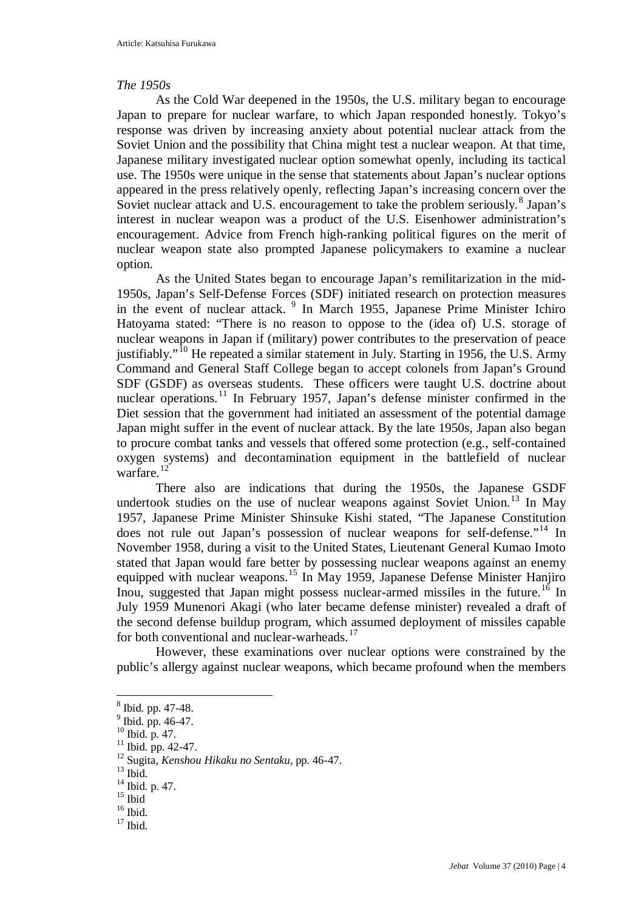*The 1950s*

As the Cold War deepened in the 1950s, the U.S. military began to encourage Japan to prepare for nuclear warfare, to which Japan responded honestly. Tokyo's response was driven by increasing anxiety about potential nuclear attack from the Soviet Union and the possibility that China might test a nuclear weapon. At that time, Japanese military investigated nuclear option somewhat openly, including its tactical use. The 1950s were unique in the sense that statements about Japan's nuclear options appeared in the press relatively openly, reflecting Japan's increasing concern over the Soviet nuclear attack and U.S. encouragement to take the problem seriously.[8] Japan's interest in nuclear weapon was a product of the U.S. Eisenhower administration's encouragement. Advice from French high-ranking political figures on the merit of nuclear weapon state also prompted Japanese policymakers to examine a nuclear option.

As the United States began to encourage Japan's remilitarization in the mid-1950s, Japan's Self-Defense Forces (SDF) initiated research on protection measures in the event of nuclear attack.[9] In March 1955, Japanese Prime Minister Ichiro Hatoyama stated: "There is no reason to oppose to the (idea of) U.S. storage of nuclear weapons in Japan if (military) power contributes to the preservation of peace justifiably."[10] He repeated a similar statement in July. Starting in 1956, the U.S. Army Command and General Staff College began to accept colonels from Japan's Ground SDF (GSDF) as overseas students. These officers were taught U.S. doctrine about nuclear operations.[11] In February 1957, Japan's defense minister confirmed in the Diet session that the government had initiated an assessment of the potential damage Japan might suffer in the event of nuclear attack. By the late 1950s, Japan also began to procure combat tanks and vessels that offered some protection (e.g., self-contained oxygen systems) and decontamination equipment in the battlefield of nuclear warfare.[12]

There also are indications that during the 1950s, the Japanese GSDF undertook studies on the use of nuclear weapons against Soviet Union.[13] In May 1957, Japanese Prime Minister Shinsuke Kishi stated, "The Japanese Constitution does not rule out Japan's possession of nuclear weapons for self-defense."[14] In November 1958, during a visit to the United States, Lieutenant General Kumao Imoto stated that Japan would fare better by possessing nuclear weapons against an enemy equipped with nuclear weapons.[15] In May 1959, Japanese Defense Minister Hanjiro Inou, suggested that Japan might possess nuclear-armed missiles in the future.[16] In July 1959 Munenori Akagi (who later became defense minister) revealed a draft of the second defense buildup program, which assumed deployment of missiles capable for both conventional and nuclear-warheads.[17]

However, these examinations over nuclear options were constrained by the public's allergy against nuclear weapons, which became profound when the members

---

[8] Ibid. pp. 47-48.
[9] Ibid. pp. 46-47.
[10] Ibid. p. 47.
[11] Ibid. pp. 42-47.
[12] Sugita, *Kenshou Hikaku no Sentaku*, pp. 46-47.
[13] Ibid.
[14] Ibid. p. 47.
[15] Ibid
[16] Ibid.
[17] Ibid.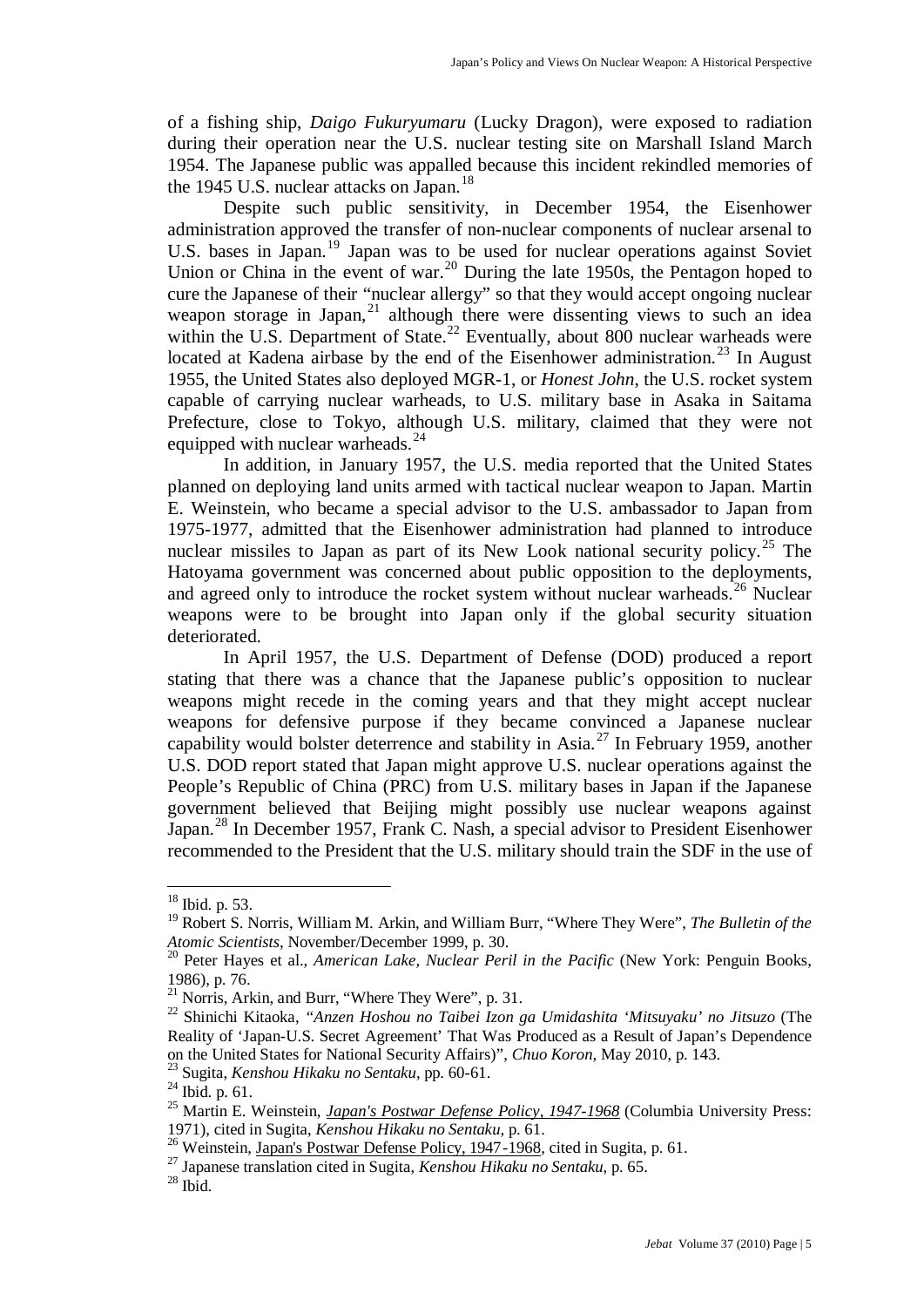of a fishing ship, *Daigo Fukuryumaru* (Lucky Dragon), were exposed to radiation during their operation near the U.S. nuclear testing site on Marshall Island March 1954. The Japanese public was appalled because this incident rekindled memories of the 1945 U.S. nuclear attacks on Japan.[18]

Despite such public sensitivity, in December 1954, the Eisenhower administration approved the transfer of non-nuclear components of nuclear arsenal to U.S. bases in Japan.[19] Japan was to be used for nuclear operations against Soviet Union or China in the event of war.[20] During the late 1950s, the Pentagon hoped to cure the Japanese of their "nuclear allergy" so that they would accept ongoing nuclear weapon storage in Japan,[21] although there were dissenting views to such an idea within the U.S. Department of State.[22] Eventually, about 800 nuclear warheads were located at Kadena airbase by the end of the Eisenhower administration.[23] In August 1955, the United States also deployed MGR-1, or *Honest John*, the U.S. rocket system capable of carrying nuclear warheads, to U.S. military base in Asaka in Saitama Prefecture, close to Tokyo, although U.S. military, claimed that they were not equipped with nuclear warheads.[24]

In addition, in January 1957, the U.S. media reported that the United States planned on deploying land units armed with tactical nuclear weapon to Japan. Martin E. Weinstein, who became a special advisor to the U.S. ambassador to Japan from 1975-1977, admitted that the Eisenhower administration had planned to introduce nuclear missiles to Japan as part of its New Look national security policy.[25] The Hatoyama government was concerned about public opposition to the deployments, and agreed only to introduce the rocket system without nuclear warheads.[26] Nuclear weapons were to be brought into Japan only if the global security situation deteriorated.

In April 1957, the U.S. Department of Defense (DOD) produced a report stating that there was a chance that the Japanese public's opposition to nuclear weapons might recede in the coming years and that they might accept nuclear weapons for defensive purpose if they became convinced a Japanese nuclear capability would bolster deterrence and stability in Asia.[27] In February 1959, another U.S. DOD report stated that Japan might approve U.S. nuclear operations against the People's Republic of China (PRC) from U.S. military bases in Japan if the Japanese government believed that Beijing might possibly use nuclear weapons against Japan.[28] In December 1957, Frank C. Nash, a special advisor to President Eisenhower recommended to the President that the U.S. military should train the SDF in the use of

---

[18] Ibid. p. 53.

[19] Robert S. Norris, William M. Arkin, and William Burr, "Where They Were", *The Bulletin of the Atomic Scientists*, November/December 1999, p. 30.

[20] Peter Hayes et al., *American Lake, Nuclear Peril in the Pacific* (New York: Penguin Books, 1986), p. 76.

[21] Norris, Arkin, and Burr, "Where They Were", p. 31.

[22] Shinichi Kitaoka, *"Anzen Hoshou no Taibei Izon ga Umidashita 'Mitsuyaku' no Jitsuzo* (The Reality of 'Japan-U.S. Secret Agreement' That Was Produced as a Result of Japan's Dependence on the United States for National Security Affairs)", *Chuo Koron*, May 2010, p. 143.

[23] Sugita, *Kenshou Hikaku no Sentaku*, pp. 60-61.

[24] Ibid. p. 61.

[25] Martin E. Weinstein, *Japan's Postwar Defense Policy, 1947-1968* (Columbia University Press: 1971), cited in Sugita, *Kenshou Hikaku no Sentaku*, p. 61.

[26] Weinstein, Japan's Postwar Defense Policy, 1947-1968, cited in Sugita, p. 61.

[27] Japanese translation cited in Sugita, *Kenshou Hikaku no Sentaku*, p. 65.

[28] Ibid.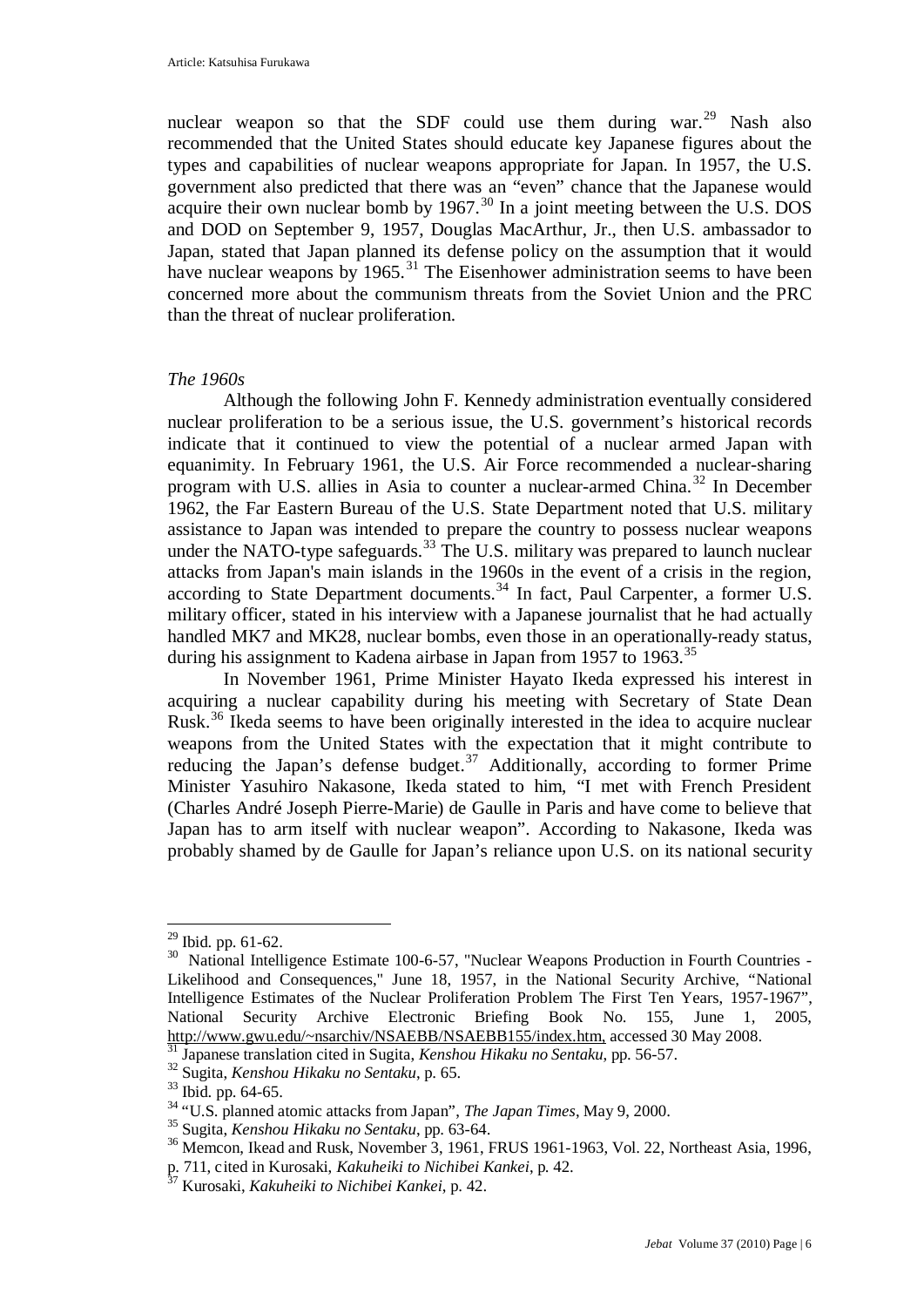nuclear weapon so that the SDF could use them during war.[29] Nash also recommended that the United States should educate key Japanese figures about the types and capabilities of nuclear weapons appropriate for Japan. In 1957, the U.S. government also predicted that there was an "even" chance that the Japanese would acquire their own nuclear bomb by 1967.[30] In a joint meeting between the U.S. DOS and DOD on September 9, 1957, Douglas MacArthur, Jr., then U.S. ambassador to Japan, stated that Japan planned its defense policy on the assumption that it would have nuclear weapons by 1965.[31] The Eisenhower administration seems to have been concerned more about the communism threats from the Soviet Union and the PRC than the threat of nuclear proliferation.

*The 1960s*

Although the following John F. Kennedy administration eventually considered nuclear proliferation to be a serious issue, the U.S. government's historical records indicate that it continued to view the potential of a nuclear armed Japan with equanimity. In February 1961, the U.S. Air Force recommended a nuclear-sharing program with U.S. allies in Asia to counter a nuclear-armed China.[32] In December 1962, the Far Eastern Bureau of the U.S. State Department noted that U.S. military assistance to Japan was intended to prepare the country to possess nuclear weapons under the NATO-type safeguards.[33] The U.S. military was prepared to launch nuclear attacks from Japan's main islands in the 1960s in the event of a crisis in the region, according to State Department documents.[34] In fact, Paul Carpenter, a former U.S. military officer, stated in his interview with a Japanese journalist that he had actually handled MK7 and MK28, nuclear bombs, even those in an operationally-ready status, during his assignment to Kadena airbase in Japan from 1957 to 1963.[35]

In November 1961, Prime Minister Hayato Ikeda expressed his interest in acquiring a nuclear capability during his meeting with Secretary of State Dean Rusk.[36] Ikeda seems to have been originally interested in the idea to acquire nuclear weapons from the United States with the expectation that it might contribute to reducing the Japan's defense budget.[37] Additionally, according to former Prime Minister Yasuhiro Nakasone, Ikeda stated to him, "I met with French President (Charles André Joseph Pierre-Marie) de Gaulle in Paris and have come to believe that Japan has to arm itself with nuclear weapon". According to Nakasone, Ikeda was probably shamed by de Gaulle for Japan's reliance upon U.S. on its national security

---

[29] Ibid. pp. 61-62.

[30] National Intelligence Estimate 100-6-57, "Nuclear Weapons Production in Fourth Countries - Likelihood and Consequences," June 18, 1957, in the National Security Archive, "National Intelligence Estimates of the Nuclear Proliferation Problem The First Ten Years, 1957-1967", National Security Archive Electronic Briefing Book No. 155, June 1, 2005, http://www.gwu.edu/~nsarchiv/NSAEBB/NSAEBB155/index.htm, accessed 30 May 2008.

[31] Japanese translation cited in Sugita, *Kenshou Hikaku no Sentaku*, pp. 56-57.

[32] Sugita, *Kenshou Hikaku no Sentaku*, p. 65.

[33] Ibid. pp. 64-65.

[34] "U.S. planned atomic attacks from Japan", *The Japan Times*, May 9, 2000.

[35] Sugita, *Kenshou Hikaku no Sentaku*, pp. 63-64.

[36] Memcon, Ikead and Rusk, November 3, 1961, FRUS 1961-1963, Vol. 22, Northeast Asia, 1996, p. 711, cited in Kurosaki, *Kakuheiki to Nichibei Kankei*, p. 42.

[37] Kurosaki, *Kakuheiki to Nichibei Kankei*, p. 42.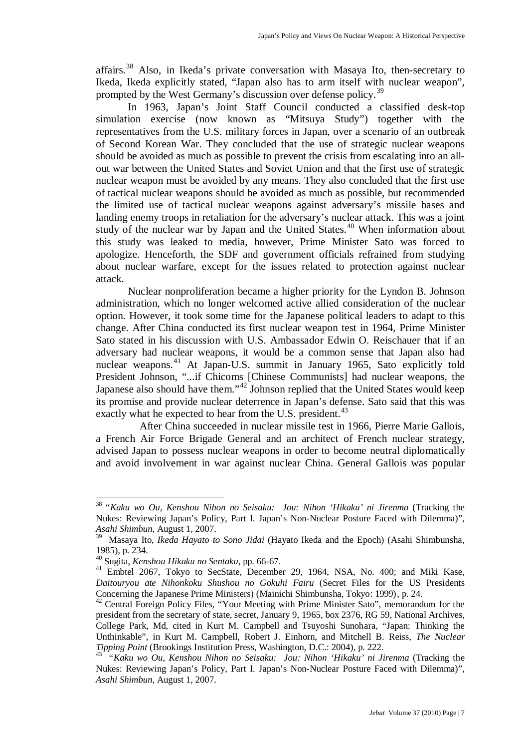affairs.[38] Also, in Ikeda's private conversation with Masaya Ito, then-secretary to Ikeda, Ikeda explicitly stated, "Japan also has to arm itself with nuclear weapon", prompted by the West Germany's discussion over defense policy.[39]

In 1963, Japan's Joint Staff Council conducted a classified desk-top simulation exercise (now known as "Mitsuya Study") together with the representatives from the U.S. military forces in Japan, over a scenario of an outbreak of Second Korean War. They concluded that the use of strategic nuclear weapons should be avoided as much as possible to prevent the crisis from escalating into an all-out war between the United States and Soviet Union and that the first use of strategic nuclear weapon must be avoided by any means. They also concluded that the first use of tactical nuclear weapons should be avoided as much as possible, but recommended the limited use of tactical nuclear weapons against adversary's missile bases and landing enemy troops in retaliation for the adversary's nuclear attack. This was a joint study of the nuclear war by Japan and the United States.[40] When information about this study was leaked to media, however, Prime Minister Sato was forced to apologize. Henceforth, the SDF and government officials refrained from studying about nuclear warfare, except for the issues related to protection against nuclear attack.

Nuclear nonproliferation became a higher priority for the Lyndon B. Johnson administration, which no longer welcomed active allied consideration of the nuclear option. However, it took some time for the Japanese political leaders to adapt to this change. After China conducted its first nuclear weapon test in 1964, Prime Minister Sato stated in his discussion with U.S. Ambassador Edwin O. Reischauer that if an adversary had nuclear weapons, it would be a common sense that Japan also had nuclear weapons.[41] At Japan-U.S. summit in January 1965, Sato explicitly told President Johnson, "...if Chicoms [Chinese Communists] had nuclear weapons, the Japanese also should have them."[42] Johnson replied that the United States would keep its promise and provide nuclear deterrence in Japan's defense. Sato said that this was exactly what he expected to hear from the U.S. president.[43]

After China succeeded in nuclear missile test in 1966, Pierre Marie Gallois, a French Air Force Brigade General and an architect of French nuclear strategy, advised Japan to possess nuclear weapons in order to become neutral diplomatically and avoid involvement in war against nuclear China. General Gallois was popular

---

[38] "*Kaku wo Ou, Kenshou Nihon no Seisaku: Jou: Nihon 'Hikaku' ni Jirenma* (Tracking the Nukes: Reviewing Japan's Policy, Part I. Japan's Non-Nuclear Posture Faced with Dilemma)", *Asahi Shimbun*, August 1, 2007.

[39] Masaya Ito, *Ikeda Hayato to Sono Jidai* (Hayato Ikeda and the Epoch) (Asahi Shimbunsha, 1985), p. 234.

[40] Sugita, *Kenshou Hikaku no Sentaku*, pp. 66-67.

[41] Embtel 2067, Tokyo to SecState, December 29, 1964, NSA, No. 400; and Miki Kase, *Daitouryou ate Nihonkoku Shushou no Gokuhi Fairu* (Secret Files for the US Presidents Concerning the Japanese Prime Ministers) (Mainichi Shimbunsha, Tokyo: 1999), p. 24.

[42] Central Foreign Policy Files, "Your Meeting with Prime Minister Sato", memorandum for the president from the secretary of state, secret, January 9, 1965, box 2376, RG 59, National Archives, College Park, Md, cited in Kurt M. Campbell and Tsuyoshi Sunohara, "Japan: Thinking the Unthinkable", in Kurt M. Campbell, Robert J. Einhorn, and Mitchell B. Reiss, *The Nuclear Tipping Point* (Brookings Institution Press, Washington, D.C.: 2004), p. 222.

[43] "*Kaku wo Ou, Kenshou Nihon no Seisaku: Jou: Nihon 'Hikaku' ni Jirenma* (Tracking the Nukes: Reviewing Japan's Policy, Part I. Japan's Non-Nuclear Posture Faced with Dilemma)", *Asahi Shimbun*, August 1, 2007.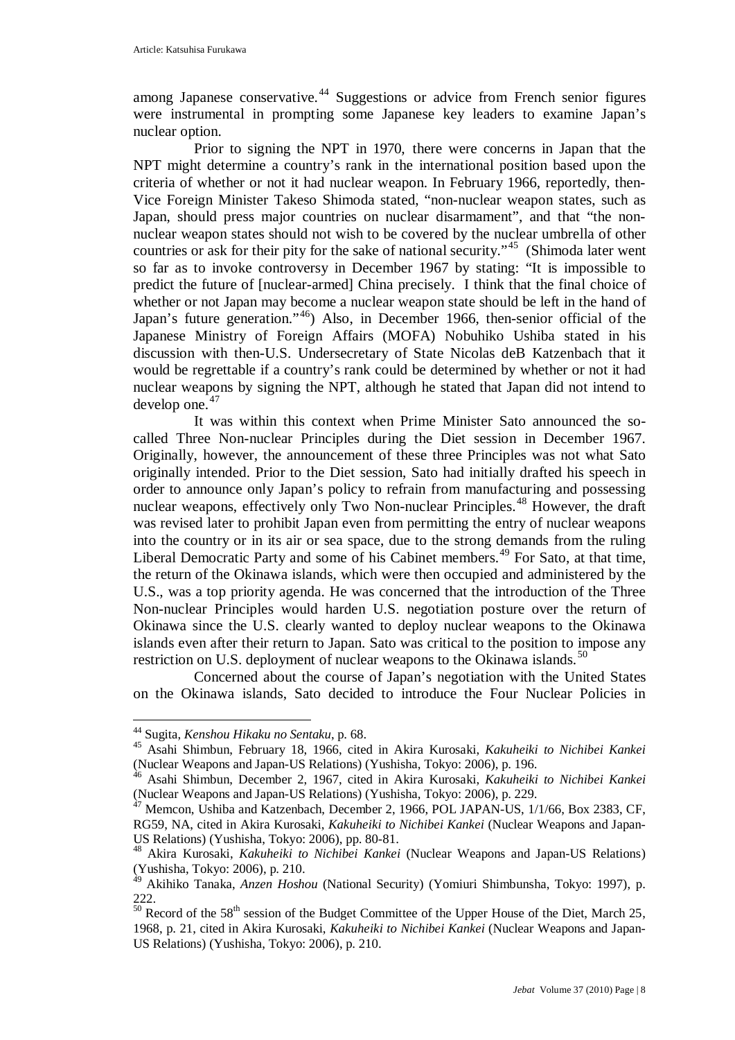among Japanese conservative.[44] Suggestions or advice from French senior figures were instrumental in prompting some Japanese key leaders to examine Japan's nuclear option.

Prior to signing the NPT in 1970, there were concerns in Japan that the NPT might determine a country's rank in the international position based upon the criteria of whether or not it had nuclear weapon. In February 1966, reportedly, then-Vice Foreign Minister Takeso Shimoda stated, "non-nuclear weapon states, such as Japan, should press major countries on nuclear disarmament", and that "the non-nuclear weapon states should not wish to be covered by the nuclear umbrella of other countries or ask for their pity for the sake of national security."[45] (Shimoda later went so far as to invoke controversy in December 1967 by stating: "It is impossible to predict the future of [nuclear-armed] China precisely. I think that the final choice of whether or not Japan may become a nuclear weapon state should be left in the hand of Japan's future generation."[46]) Also, in December 1966, then-senior official of the Japanese Ministry of Foreign Affairs (MOFA) Nobuhiko Ushiba stated in his discussion with then-U.S. Undersecretary of State Nicolas deB Katzenbach that it would be regrettable if a country's rank could be determined by whether or not it had nuclear weapons by signing the NPT, although he stated that Japan did not intend to develop one.[47]

It was within this context when Prime Minister Sato announced the so-called Three Non-nuclear Principles during the Diet session in December 1967. Originally, however, the announcement of these three Principles was not what Sato originally intended. Prior to the Diet session, Sato had initially drafted his speech in order to announce only Japan's policy to refrain from manufacturing and possessing nuclear weapons, effectively only Two Non-nuclear Principles.[48] However, the draft was revised later to prohibit Japan even from permitting the entry of nuclear weapons into the country or in its air or sea space, due to the strong demands from the ruling Liberal Democratic Party and some of his Cabinet members.[49] For Sato, at that time, the return of the Okinawa islands, which were then occupied and administered by the U.S., was a top priority agenda. He was concerned that the introduction of the Three Non-nuclear Principles would harden U.S. negotiation posture over the return of Okinawa since the U.S. clearly wanted to deploy nuclear weapons to the Okinawa islands even after their return to Japan. Sato was critical to the position to impose any restriction on U.S. deployment of nuclear weapons to the Okinawa islands.[50]

Concerned about the course of Japan's negotiation with the United States on the Okinawa islands, Sato decided to introduce the Four Nuclear Policies in

---

[44] Sugita, *Kenshou Hikaku no Sentaku*, p. 68.

[45] Asahi Shimbun, February 18, 1966, cited in Akira Kurosaki, *Kakuheiki to Nichibei Kankei* (Nuclear Weapons and Japan-US Relations) (Yushisha, Tokyo: 2006), p. 196.

[46] Asahi Shimbun, December 2, 1967, cited in Akira Kurosaki, *Kakuheiki to Nichibei Kankei* (Nuclear Weapons and Japan-US Relations) (Yushisha, Tokyo: 2006), p. 229.

[47] Memcon, Ushiba and Katzenbach, December 2, 1966, POL JAPAN-US, 1/1/66, Box 2383, CF, RG59, NA, cited in Akira Kurosaki, *Kakuheiki to Nichibei Kankei* (Nuclear Weapons and Japan-US Relations) (Yushisha, Tokyo: 2006), pp. 80-81.

[48] Akira Kurosaki, *Kakuheiki to Nichibei Kankei* (Nuclear Weapons and Japan-US Relations) (Yushisha, Tokyo: 2006), p. 210.

[49] Akihiko Tanaka, *Anzen Hoshou* (National Security) (Yomiuri Shimbunsha, Tokyo: 1997), p. 222.

[50] Record of the 58th session of the Budget Committee of the Upper House of the Diet, March 25, 1968, p. 21, cited in Akira Kurosaki, *Kakuheiki to Nichibei Kankei* (Nuclear Weapons and Japan-US Relations) (Yushisha, Tokyo: 2006), p. 210.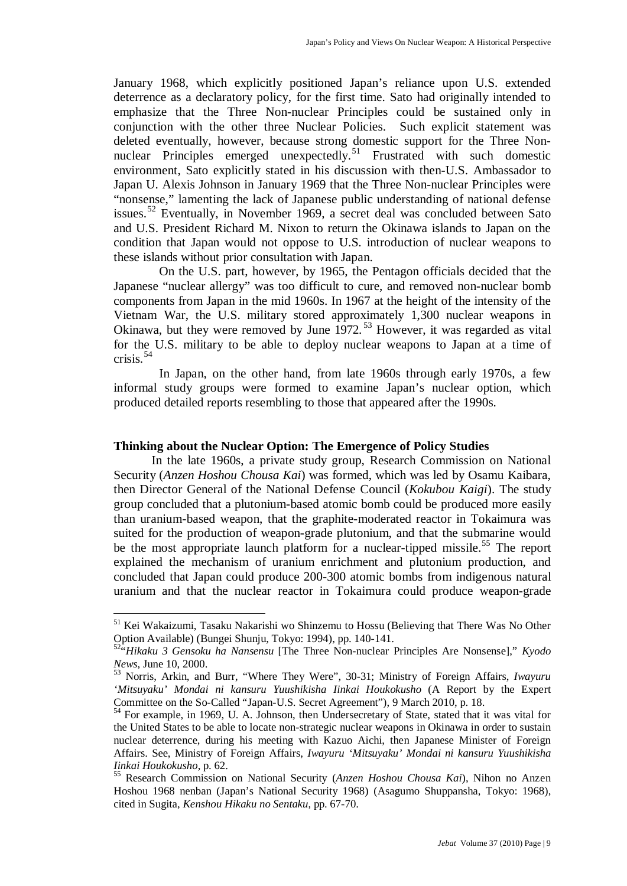January 1968, which explicitly positioned Japan's reliance upon U.S. extended deterrence as a declaratory policy, for the first time. Sato had originally intended to emphasize that the Three Non-nuclear Principles could be sustained only in conjunction with the other three Nuclear Policies. Such explicit statement was deleted eventually, however, because strong domestic support for the Three Non-nuclear Principles emerged unexpectedly.[51] Frustrated with such domestic environment, Sato explicitly stated in his discussion with then-U.S. Ambassador to Japan U. Alexis Johnson in January 1969 that the Three Non-nuclear Principles were "nonsense," lamenting the lack of Japanese public understanding of national defense issues.[52] Eventually, in November 1969, a secret deal was concluded between Sato and U.S. President Richard M. Nixon to return the Okinawa islands to Japan on the condition that Japan would not oppose to U.S. introduction of nuclear weapons to these islands without prior consultation with Japan.

On the U.S. part, however, by 1965, the Pentagon officials decided that the Japanese "nuclear allergy" was too difficult to cure, and removed non-nuclear bomb components from Japan in the mid 1960s. In 1967 at the height of the intensity of the Vietnam War, the U.S. military stored approximately 1,300 nuclear weapons in Okinawa, but they were removed by June 1972.[53] However, it was regarded as vital for the U.S. military to be able to deploy nuclear weapons to Japan at a time of crisis.[54]

In Japan, on the other hand, from late 1960s through early 1970s, a few informal study groups were formed to examine Japan's nuclear option, which produced detailed reports resembling to those that appeared after the 1990s.

**Thinking about the Nuclear Option: The Emergence of Policy Studies**

In the late 1960s, a private study group, Research Commission on National Security (*Anzen Hoshou Chousa Kai*) was formed, which was led by Osamu Kaibara, then Director General of the National Defense Council (*Kokubou Kaigi*). The study group concluded that a plutonium-based atomic bomb could be produced more easily than uranium-based weapon, that the graphite-moderated reactor in Tokaimura was suited for the production of weapon-grade plutonium, and that the submarine would be the most appropriate launch platform for a nuclear-tipped missile.[55] The report explained the mechanism of uranium enrichment and plutonium production, and concluded that Japan could produce 200-300 atomic bombs from indigenous natural uranium and that the nuclear reactor in Tokaimura could produce weapon-grade

---

[51] Kei Wakaizumi, Tasaku Nakarishi wo Shinzemu to Hossu (Believing that There Was No Other Option Available) (Bungei Shunju, Tokyo: 1994), pp. 140-141.

[52] "*Hikaku 3 Gensoku ha Nansensu* [The Three Non-nuclear Principles Are Nonsense]," *Kyodo News*, June 10, 2000.

[53] Norris, Arkin, and Burr, "Where They Were", 30-31; Ministry of Foreign Affairs, *Iwayuru 'Mitsuyaku' Mondai ni kansuru Yuushikisha Iinkai Houkokusho* (A Report by the Expert Committee on the So-Called "Japan-U.S. Secret Agreement"), 9 March 2010, p. 18.

[54] For example, in 1969, U. A. Johnson, then Undersecretary of State, stated that it was vital for the United States to be able to locate non-strategic nuclear weapons in Okinawa in order to sustain nuclear deterrence, during his meeting with Kazuo Aichi, then Japanese Minister of Foreign Affairs. See, Ministry of Foreign Affairs, *Iwayuru 'Mitsuyaku' Mondai ni kansuru Yuushikisha Iinkai Houkokusho*, p. 62.

[55] Research Commission on National Security (*Anzen Hoshou Chousa Kai*), Nihon no Anzen Hoshou 1968 nenban (Japan's National Security 1968) (Asagumo Shuppansha, Tokyo: 1968), cited in Sugita, *Kenshou Hikaku no Sentaku*, pp. 67-70.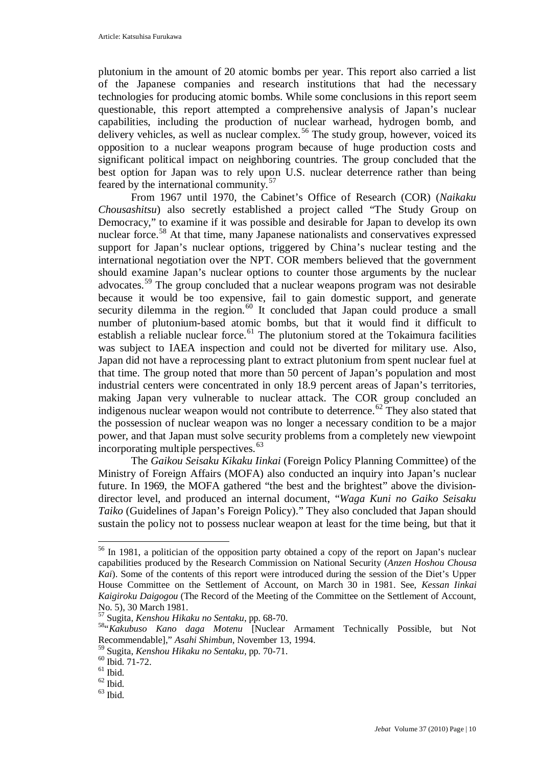plutonium in the amount of 20 atomic bombs per year. This report also carried a list of the Japanese companies and research institutions that had the necessary technologies for producing atomic bombs. While some conclusions in this report seem questionable, this report attempted a comprehensive analysis of Japan's nuclear capabilities, including the production of nuclear warhead, hydrogen bomb, and delivery vehicles, as well as nuclear complex.[56] The study group, however, voiced its opposition to a nuclear weapons program because of huge production costs and significant political impact on neighboring countries. The group concluded that the best option for Japan was to rely upon U.S. nuclear deterrence rather than being feared by the international community.[57]

From 1967 until 1970, the Cabinet's Office of Research (COR) (*Naikaku Chousashitsu*) also secretly established a project called "The Study Group on Democracy," to examine if it was possible and desirable for Japan to develop its own nuclear force.[58] At that time, many Japanese nationalists and conservatives expressed support for Japan's nuclear options, triggered by China's nuclear testing and the international negotiation over the NPT. COR members believed that the government should examine Japan's nuclear options to counter those arguments by the nuclear advocates.[59] The group concluded that a nuclear weapons program was not desirable because it would be too expensive, fail to gain domestic support, and generate security dilemma in the region.[60] It concluded that Japan could produce a small number of plutonium-based atomic bombs, but that it would find it difficult to establish a reliable nuclear force.[61] The plutonium stored at the Tokaimura facilities was subject to IAEA inspection and could not be diverted for military use. Also, Japan did not have a reprocessing plant to extract plutonium from spent nuclear fuel at that time. The group noted that more than 50 percent of Japan's population and most industrial centers were concentrated in only 18.9 percent areas of Japan's territories, making Japan very vulnerable to nuclear attack. The COR group concluded an indigenous nuclear weapon would not contribute to deterrence.[62] They also stated that the possession of nuclear weapon was no longer a necessary condition to be a major power, and that Japan must solve security problems from a completely new viewpoint incorporating multiple perspectives.[63]

The *Gaikou Seisaku Kikaku Iinkai* (Foreign Policy Planning Committee) of the Ministry of Foreign Affairs (MOFA) also conducted an inquiry into Japan's nuclear future. In 1969, the MOFA gathered "the best and the brightest" above the division-director level, and produced an internal document, "*Waga Kuni no Gaiko Seisaku Taiko* (Guidelines of Japan's Foreign Policy)." They also concluded that Japan should sustain the policy not to possess nuclear weapon at least for the time being, but that it

---

[56] In 1981, a politician of the opposition party obtained a copy of the report on Japan's nuclear capabilities produced by the Research Commission on National Security (*Anzen Hoshou Chousa Kai*). Some of the contents of this report were introduced during the session of the Diet's Upper House Committee on the Settlement of Account, on March 30 in 1981. See, *Kessan Iinkai Kaigiroku Daigogou* (The Record of the Meeting of the Committee on the Settlement of Account, No. 5), 30 March 1981.

[57] Sugita, *Kenshou Hikaku no Sentaku*, pp. 68-70.

[58] "*Kakubuso Kano daga Motenu* [Nuclear Armament Technically Possible, but Not Recommendable]," *Asahi Shimbun*, November 13, 1994.

[59] Sugita, *Kenshou Hikaku no Sentaku*, pp. 70-71.

[60] Ibid. 71-72.

[61] Ibid.

[62] Ibid.

[63] Ibid.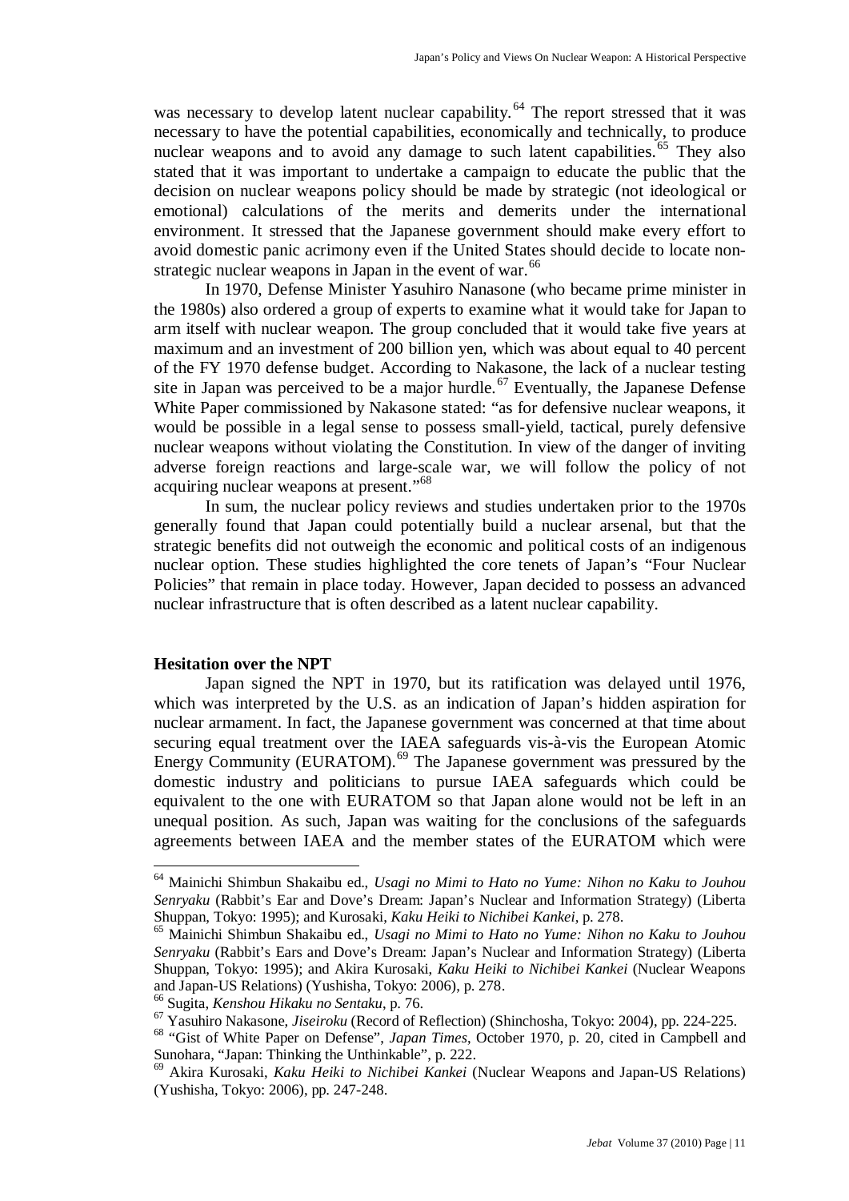was necessary to develop latent nuclear capability.[64] The report stressed that it was necessary to have the potential capabilities, economically and technically, to produce nuclear weapons and to avoid any damage to such latent capabilities.[65] They also stated that it was important to undertake a campaign to educate the public that the decision on nuclear weapons policy should be made by strategic (not ideological or emotional) calculations of the merits and demerits under the international environment. It stressed that the Japanese government should make every effort to avoid domestic panic acrimony even if the United States should decide to locate non-strategic nuclear weapons in Japan in the event of war.[66]

In 1970, Defense Minister Yasuhiro Nanasone (who became prime minister in the 1980s) also ordered a group of experts to examine what it would take for Japan to arm itself with nuclear weapon. The group concluded that it would take five years at maximum and an investment of 200 billion yen, which was about equal to 40 percent of the FY 1970 defense budget. According to Nakasone, the lack of a nuclear testing site in Japan was perceived to be a major hurdle.[67] Eventually, the Japanese Defense White Paper commissioned by Nakasone stated: "as for defensive nuclear weapons, it would be possible in a legal sense to possess small-yield, tactical, purely defensive nuclear weapons without violating the Constitution. In view of the danger of inviting adverse foreign reactions and large-scale war, we will follow the policy of not acquiring nuclear weapons at present."[68]

In sum, the nuclear policy reviews and studies undertaken prior to the 1970s generally found that Japan could potentially build a nuclear arsenal, but that the strategic benefits did not outweigh the economic and political costs of an indigenous nuclear option. These studies highlighted the core tenets of Japan's "Four Nuclear Policies" that remain in place today. However, Japan decided to possess an advanced nuclear infrastructure that is often described as a latent nuclear capability.

### Hesitation over the NPT

Japan signed the NPT in 1970, but its ratification was delayed until 1976, which was interpreted by the U.S. as an indication of Japan's hidden aspiration for nuclear armament. In fact, the Japanese government was concerned at that time about securing equal treatment over the IAEA safeguards vis-à-vis the European Atomic Energy Community (EURATOM).[69] The Japanese government was pressured by the domestic industry and politicians to pursue IAEA safeguards which could be equivalent to the one with EURATOM so that Japan alone would not be left in an unequal position. As such, Japan was waiting for the conclusions of the safeguards agreements between IAEA and the member states of the EURATOM which were

---

[64] Mainichi Shimbun Shakaibu ed., *Usagi no Mimi to Hato no Yume: Nihon no Kaku to Jouhou Senryaku* (Rabbit's Ear and Dove's Dream: Japan's Nuclear and Information Strategy) (Liberta Shuppan, Tokyo: 1995); and Kurosaki, *Kaku Heiki to Nichibei Kankei*, p. 278.

[65] Mainichi Shimbun Shakaibu ed., *Usagi no Mimi to Hato no Yume: Nihon no Kaku to Jouhou Senryaku* (Rabbit's Ears and Dove's Dream: Japan's Nuclear and Information Strategy) (Liberta Shuppan, Tokyo: 1995); and Akira Kurosaki, *Kaku Heiki to Nichibei Kankei* (Nuclear Weapons and Japan-US Relations) (Yushisha, Tokyo: 2006), p. 278.

[66] Sugita, *Kenshou Hikaku no Sentaku*, p. 76.

[67] Yasuhiro Nakasone, *Jiseiroku* (Record of Reflection) (Shinchosha, Tokyo: 2004), pp. 224-225.

[68] "Gist of White Paper on Defense", *Japan Times*, October 1970, p. 20, cited in Campbell and Sunohara, "Japan: Thinking the Unthinkable", p. 222.

[69] Akira Kurosaki, *Kaku Heiki to Nichibei Kankei* (Nuclear Weapons and Japan-US Relations) (Yushisha, Tokyo: 2006), pp. 247-248.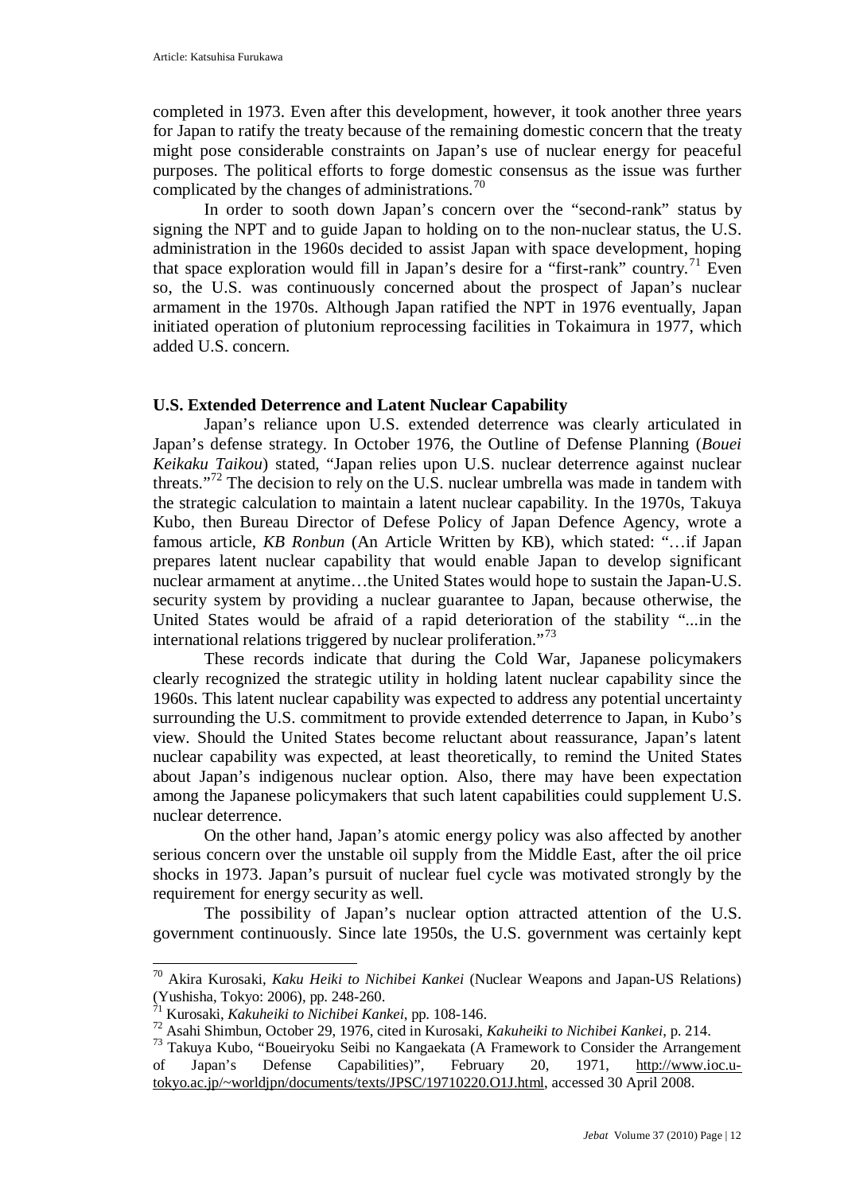completed in 1973. Even after this development, however, it took another three years for Japan to ratify the treaty because of the remaining domestic concern that the treaty might pose considerable constraints on Japan's use of nuclear energy for peaceful purposes. The political efforts to forge domestic consensus as the issue was further complicated by the changes of administrations.[70]

In order to sooth down Japan's concern over the "second-rank" status by signing the NPT and to guide Japan to holding on to the non-nuclear status, the U.S. administration in the 1960s decided to assist Japan with space development, hoping that space exploration would fill in Japan's desire for a "first-rank" country.[71] Even so, the U.S. was continuously concerned about the prospect of Japan's nuclear armament in the 1970s. Although Japan ratified the NPT in 1976 eventually, Japan initiated operation of plutonium reprocessing facilities in Tokaimura in 1977, which added U.S. concern.

**U.S. Extended Deterrence and Latent Nuclear Capability**

Japan's reliance upon U.S. extended deterrence was clearly articulated in Japan's defense strategy. In October 1976, the Outline of Defense Planning (*Bouei Keikaku Taikou*) stated, "Japan relies upon U.S. nuclear deterrence against nuclear threats."[72] The decision to rely on the U.S. nuclear umbrella was made in tandem with the strategic calculation to maintain a latent nuclear capability. In the 1970s, Takuya Kubo, then Bureau Director of Defese Policy of Japan Defence Agency, wrote a famous article, *KB Ronbun* (An Article Written by KB), which stated: "…if Japan prepares latent nuclear capability that would enable Japan to develop significant nuclear armament at anytime…the United States would hope to sustain the Japan-U.S. security system by providing a nuclear guarantee to Japan, because otherwise, the United States would be afraid of a rapid deterioration of the stability "...in the international relations triggered by nuclear proliferation."[73]

These records indicate that during the Cold War, Japanese policymakers clearly recognized the strategic utility in holding latent nuclear capability since the 1960s. This latent nuclear capability was expected to address any potential uncertainty surrounding the U.S. commitment to provide extended deterrence to Japan, in Kubo's view. Should the United States become reluctant about reassurance, Japan's latent nuclear capability was expected, at least theoretically, to remind the United States about Japan's indigenous nuclear option. Also, there may have been expectation among the Japanese policymakers that such latent capabilities could supplement U.S. nuclear deterrence.

On the other hand, Japan's atomic energy policy was also affected by another serious concern over the unstable oil supply from the Middle East, after the oil price shocks in 1973. Japan's pursuit of nuclear fuel cycle was motivated strongly by the requirement for energy security as well.

The possibility of Japan's nuclear option attracted attention of the U.S. government continuously. Since late 1950s, the U.S. government was certainly kept

---

[70] Akira Kurosaki, *Kaku Heiki to Nichibei Kankei* (Nuclear Weapons and Japan-US Relations) (Yushisha, Tokyo: 2006), pp. 248-260.

[71] Kurosaki, *Kakuheiki to Nichibei Kankei*, pp. 108-146.

[72] Asahi Shimbun, October 29, 1976, cited in Kurosaki, *Kakuheiki to Nichibei Kankei*, p. 214.

[73] Takuya Kubo, "Boueiryoku Seibi no Kangaeakata (A Framework to Consider the Arrangement of Japan's Defense Capabilities)", February 20, 1971, http://www.ioc.u-tokyo.ac.jp/~worldjpn/documents/texts/JPSC/19710220.O1J.html, accessed 30 April 2008.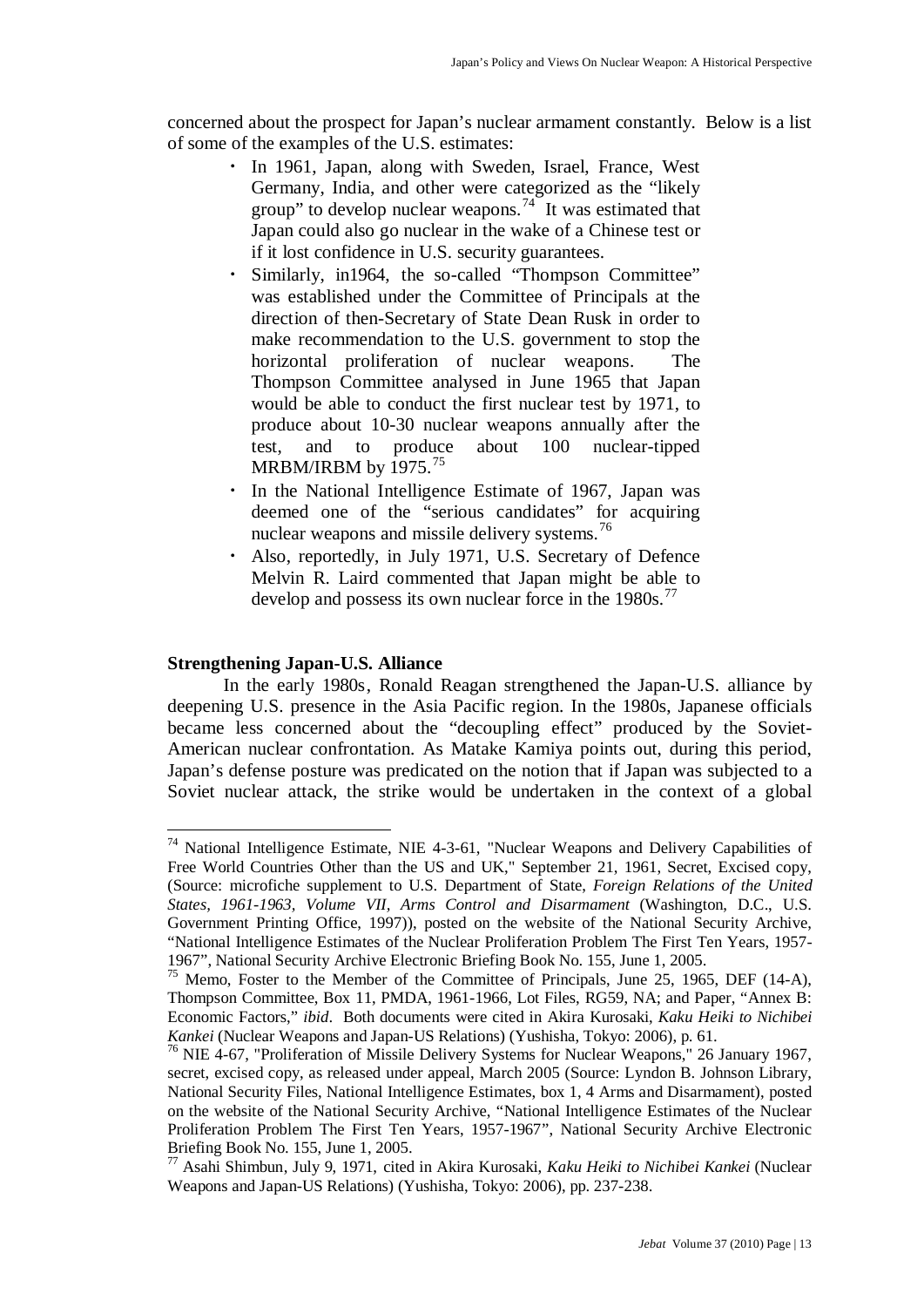concerned about the prospect for Japan's nuclear armament constantly. Below is a list of some of the examples of the U.S. estimates:

- In 1961, Japan, along with Sweden, Israel, France, West Germany, India, and other were categorized as the "likely group" to develop nuclear weapons.[74] It was estimated that Japan could also go nuclear in the wake of a Chinese test or if it lost confidence in U.S. security guarantees.
- Similarly, in1964, the so-called "Thompson Committee" was established under the Committee of Principals at the direction of then-Secretary of State Dean Rusk in order to make recommendation to the U.S. government to stop the horizontal proliferation of nuclear weapons. The Thompson Committee analysed in June 1965 that Japan would be able to conduct the first nuclear test by 1971, to produce about 10-30 nuclear weapons annually after the test, and to produce about 100 nuclear-tipped MRBM/IRBM by 1975.[75]
- In the National Intelligence Estimate of 1967, Japan was deemed one of the "serious candidates" for acquiring nuclear weapons and missile delivery systems.[76]
- Also, reportedly, in July 1971, U.S. Secretary of Defence Melvin R. Laird commented that Japan might be able to develop and possess its own nuclear force in the 1980s.[77]

**Strengthening Japan-U.S. Alliance**

In the early 1980s, Ronald Reagan strengthened the Japan-U.S. alliance by deepening U.S. presence in the Asia Pacific region. In the 1980s, Japanese officials became less concerned about the "decoupling effect" produced by the Soviet-American nuclear confrontation. As Matake Kamiya points out, during this period, Japan's defense posture was predicated on the notion that if Japan was subjected to a Soviet nuclear attack, the strike would be undertaken in the context of a global

---

[74] National Intelligence Estimate, NIE 4-3-61, "Nuclear Weapons and Delivery Capabilities of Free World Countries Other than the US and UK," September 21, 1961, Secret, Excised copy, (Source: microfiche supplement to U.S. Department of State, *Foreign Relations of the United States, 1961-1963, Volume VII, Arms Control and Disarmament* (Washington, D.C., U.S. Government Printing Office, 1997)), posted on the website of the National Security Archive, "National Intelligence Estimates of the Nuclear Proliferation Problem The First Ten Years, 1957-1967", National Security Archive Electronic Briefing Book No. 155, June 1, 2005.

[75] Memo, Foster to the Member of the Committee of Principals, June 25, 1965, DEF (14-A), Thompson Committee, Box 11, PMDA, 1961-1966, Lot Files, RG59, NA; and Paper, "Annex B: Economic Factors," *ibid*. Both documents were cited in Akira Kurosaki, *Kaku Heiki to Nichibei Kankei* (Nuclear Weapons and Japan-US Relations) (Yushisha, Tokyo: 2006), p. 61.

[76] NIE 4-67, "Proliferation of Missile Delivery Systems for Nuclear Weapons," 26 January 1967, secret, excised copy, as released under appeal, March 2005 (Source: Lyndon B. Johnson Library, National Security Files, National Intelligence Estimates, box 1, 4 Arms and Disarmament), posted on the website of the National Security Archive, "National Intelligence Estimates of the Nuclear Proliferation Problem The First Ten Years, 1957-1967", National Security Archive Electronic Briefing Book No. 155, June 1, 2005.

[77] Asahi Shimbun, July 9, 1971, cited in Akira Kurosaki, *Kaku Heiki to Nichibei Kankei* (Nuclear Weapons and Japan-US Relations) (Yushisha, Tokyo: 2006), pp. 237-238.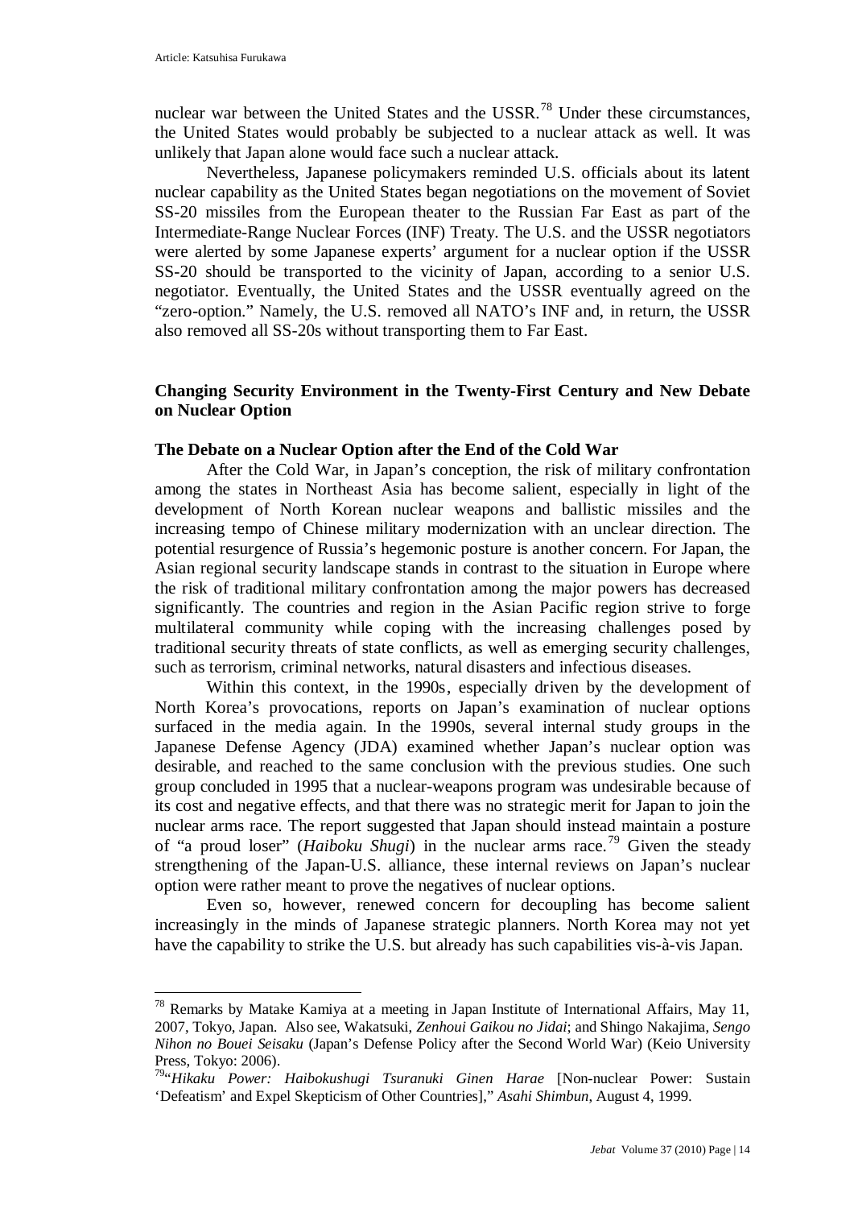nuclear war between the United States and the USSR.[78] Under these circumstances, the United States would probably be subjected to a nuclear attack as well. It was unlikely that Japan alone would face such a nuclear attack.

Nevertheless, Japanese policymakers reminded U.S. officials about its latent nuclear capability as the United States began negotiations on the movement of Soviet SS-20 missiles from the European theater to the Russian Far East as part of the Intermediate-Range Nuclear Forces (INF) Treaty. The U.S. and the USSR negotiators were alerted by some Japanese experts' argument for a nuclear option if the USSR SS-20 should be transported to the vicinity of Japan, according to a senior U.S. negotiator. Eventually, the United States and the USSR eventually agreed on the "zero-option." Namely, the U.S. removed all NATO's INF and, in return, the USSR also removed all SS-20s without transporting them to Far East.

## Changing Security Environment in the Twenty-First Century and New Debate on Nuclear Option

### The Debate on a Nuclear Option after the End of the Cold War

After the Cold War, in Japan's conception, the risk of military confrontation among the states in Northeast Asia has become salient, especially in light of the development of North Korean nuclear weapons and ballistic missiles and the increasing tempo of Chinese military modernization with an unclear direction. The potential resurgence of Russia's hegemonic posture is another concern. For Japan, the Asian regional security landscape stands in contrast to the situation in Europe where the risk of traditional military confrontation among the major powers has decreased significantly. The countries and region in the Asian Pacific region strive to forge multilateral community while coping with the increasing challenges posed by traditional security threats of state conflicts, as well as emerging security challenges, such as terrorism, criminal networks, natural disasters and infectious diseases.

Within this context, in the 1990s, especially driven by the development of North Korea's provocations, reports on Japan's examination of nuclear options surfaced in the media again. In the 1990s, several internal study groups in the Japanese Defense Agency (JDA) examined whether Japan's nuclear option was desirable, and reached to the same conclusion with the previous studies. One such group concluded in 1995 that a nuclear-weapons program was undesirable because of its cost and negative effects, and that there was no strategic merit for Japan to join the nuclear arms race. The report suggested that Japan should instead maintain a posture of "a proud loser" (*Haiboku Shugi*) in the nuclear arms race.[79] Given the steady strengthening of the Japan-U.S. alliance, these internal reviews on Japan's nuclear option were rather meant to prove the negatives of nuclear options.

Even so, however, renewed concern for decoupling has become salient increasingly in the minds of Japanese strategic planners. North Korea may not yet have the capability to strike the U.S. but already has such capabilities vis-à-vis Japan.

---

[78] Remarks by Matake Kamiya at a meeting in Japan Institute of International Affairs, May 11, 2007, Tokyo, Japan. Also see, Wakatsuki, *Zenhoui Gaikou no Jidai*; and Shingo Nakajima, *Sengo Nihon no Bouei Seisaku* (Japan's Defense Policy after the Second World War) (Keio University Press, Tokyo: 2006).

[79] "*Hikaku Power: Haibokushugi Tsuranuki Ginen Harae* [Non-nuclear Power: Sustain 'Defeatism' and Expel Skepticism of Other Countries]," *Asahi Shimbun*, August 4, 1999.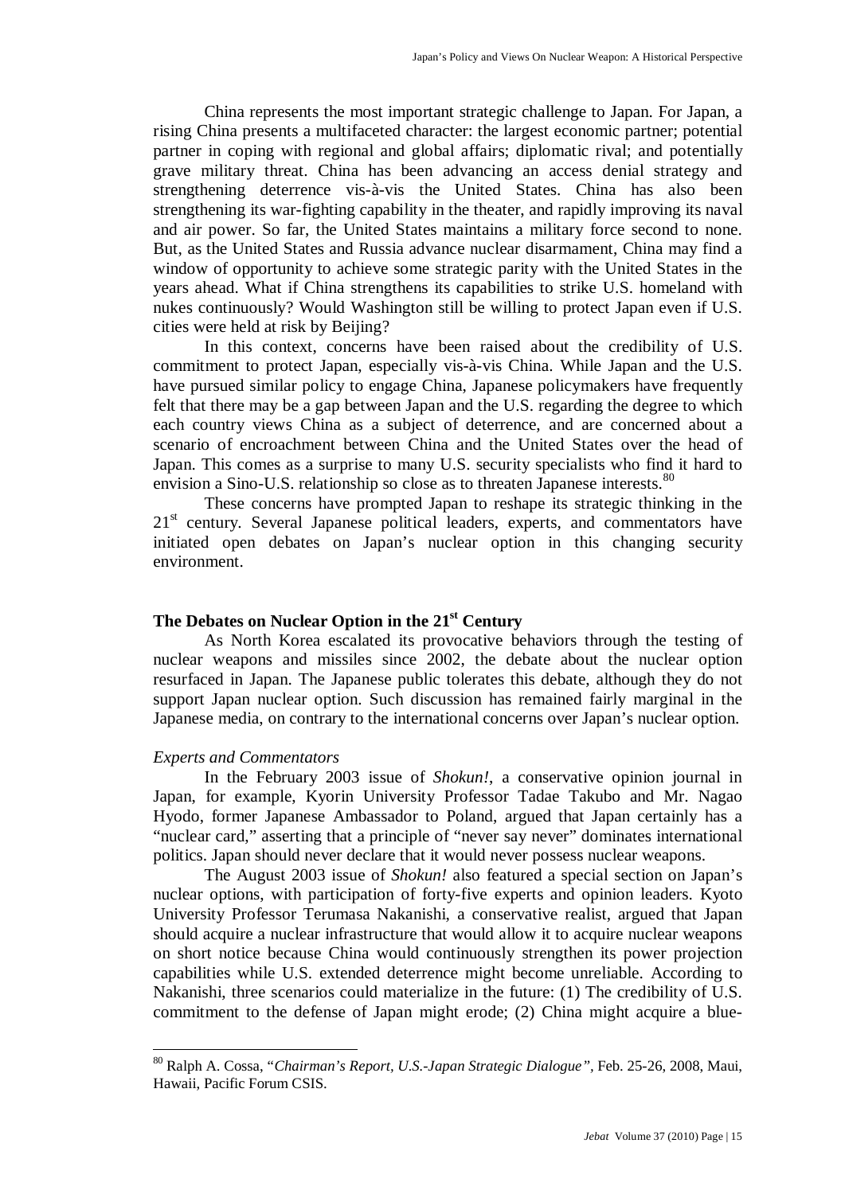China represents the most important strategic challenge to Japan. For Japan, a rising China presents a multifaceted character: the largest economic partner; potential partner in coping with regional and global affairs; diplomatic rival; and potentially grave military threat. China has been advancing an access denial strategy and strengthening deterrence vis-à-vis the United States. China has also been strengthening its war-fighting capability in the theater, and rapidly improving its naval and air power. So far, the United States maintains a military force second to none. But, as the United States and Russia advance nuclear disarmament, China may find a window of opportunity to achieve some strategic parity with the United States in the years ahead. What if China strengthens its capabilities to strike U.S. homeland with nukes continuously? Would Washington still be willing to protect Japan even if U.S. cities were held at risk by Beijing?

In this context, concerns have been raised about the credibility of U.S. commitment to protect Japan, especially vis-à-vis China. While Japan and the U.S. have pursued similar policy to engage China, Japanese policymakers have frequently felt that there may be a gap between Japan and the U.S. regarding the degree to which each country views China as a subject of deterrence, and are concerned about a scenario of encroachment between China and the United States over the head of Japan. This comes as a surprise to many U.S. security specialists who find it hard to envision a Sino-U.S. relationship so close as to threaten Japanese interests.[80]

These concerns have prompted Japan to reshape its strategic thinking in the 21st century. Several Japanese political leaders, experts, and commentators have initiated open debates on Japan's nuclear option in this changing security environment.

## The Debates on Nuclear Option in the 21st Century

As North Korea escalated its provocative behaviors through the testing of nuclear weapons and missiles since 2002, the debate about the nuclear option resurfaced in Japan. The Japanese public tolerates this debate, although they do not support Japan nuclear option. Such discussion has remained fairly marginal in the Japanese media, on contrary to the international concerns over Japan's nuclear option.

### *Experts and Commentators*

In the February 2003 issue of *Shokun!*, a conservative opinion journal in Japan, for example, Kyorin University Professor Tadae Takubo and Mr. Nagao Hyodo, former Japanese Ambassador to Poland, argued that Japan certainly has a "nuclear card," asserting that a principle of "never say never" dominates international politics. Japan should never declare that it would never possess nuclear weapons.

The August 2003 issue of *Shokun!* also featured a special section on Japan's nuclear options, with participation of forty-five experts and opinion leaders. Kyoto University Professor Terumasa Nakanishi, a conservative realist, argued that Japan should acquire a nuclear infrastructure that would allow it to acquire nuclear weapons on short notice because China would continuously strengthen its power projection capabilities while U.S. extended deterrence might become unreliable. According to Nakanishi, three scenarios could materialize in the future: (1) The credibility of U.S. commitment to the defense of Japan might erode; (2) China might acquire a blue-

---

[80] Ralph A. Cossa, "*Chairman's Report, U.S.-Japan Strategic Dialogue*", Feb. 25-26, 2008, Maui, Hawaii, Pacific Forum CSIS.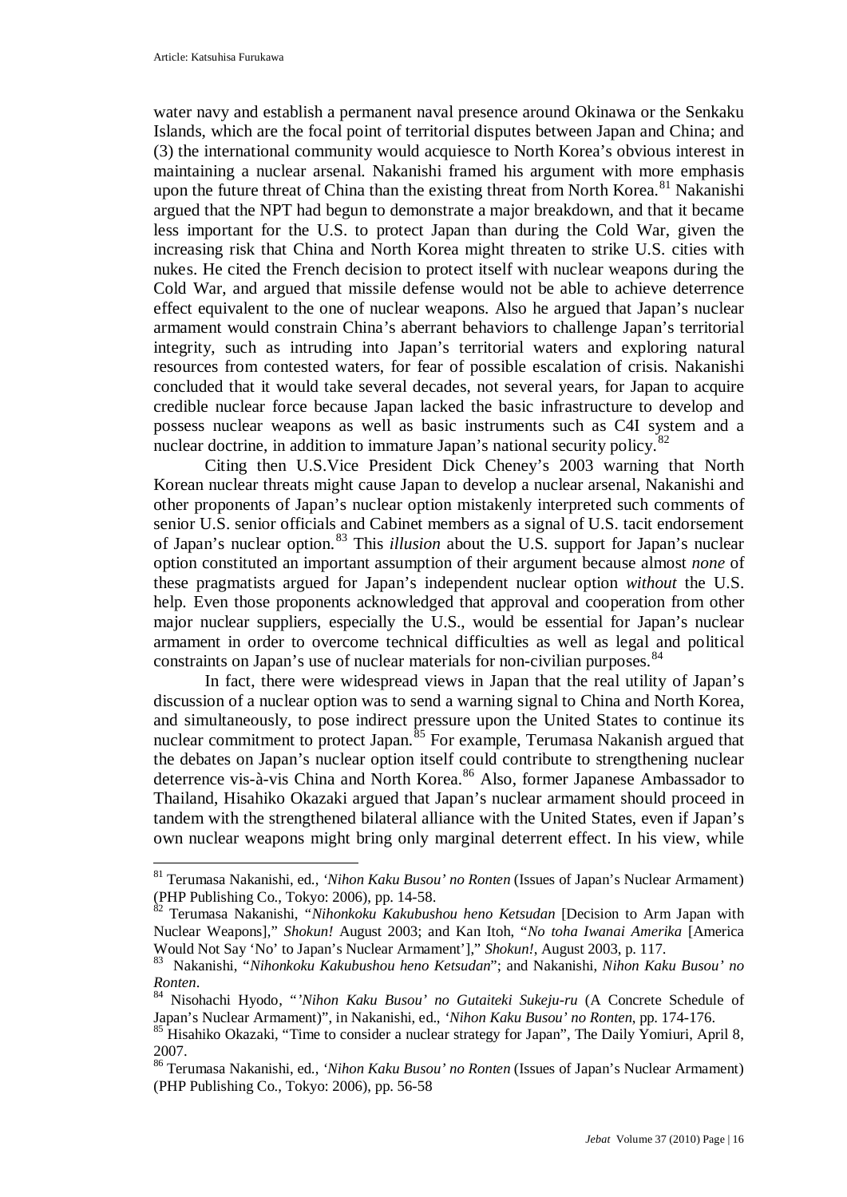water navy and establish a permanent naval presence around Okinawa or the Senkaku Islands, which are the focal point of territorial disputes between Japan and China; and (3) the international community would acquiesce to North Korea's obvious interest in maintaining a nuclear arsenal. Nakanishi framed his argument with more emphasis upon the future threat of China than the existing threat from North Korea.[81] Nakanishi argued that the NPT had begun to demonstrate a major breakdown, and that it became less important for the U.S. to protect Japan than during the Cold War, given the increasing risk that China and North Korea might threaten to strike U.S. cities with nukes. He cited the French decision to protect itself with nuclear weapons during the Cold War, and argued that missile defense would not be able to achieve deterrence effect equivalent to the one of nuclear weapons. Also he argued that Japan's nuclear armament would constrain China's aberrant behaviors to challenge Japan's territorial integrity, such as intruding into Japan's territorial waters and exploring natural resources from contested waters, for fear of possible escalation of crisis. Nakanishi concluded that it would take several decades, not several years, for Japan to acquire credible nuclear force because Japan lacked the basic infrastructure to develop and possess nuclear weapons as well as basic instruments such as C4I system and a nuclear doctrine, in addition to immature Japan's national security policy.[82]

Citing then U.S.Vice President Dick Cheney's 2003 warning that North Korean nuclear threats might cause Japan to develop a nuclear arsenal, Nakanishi and other proponents of Japan's nuclear option mistakenly interpreted such comments of senior U.S. senior officials and Cabinet members as a signal of U.S. tacit endorsement of Japan's nuclear option.[83] This *illusion* about the U.S. support for Japan's nuclear option constituted an important assumption of their argument because almost *none* of these pragmatists argued for Japan's independent nuclear option *without* the U.S. help. Even those proponents acknowledged that approval and cooperation from other major nuclear suppliers, especially the U.S., would be essential for Japan's nuclear armament in order to overcome technical difficulties as well as legal and political constraints on Japan's use of nuclear materials for non-civilian purposes.[84]

In fact, there were widespread views in Japan that the real utility of Japan's discussion of a nuclear option was to send a warning signal to China and North Korea, and simultaneously, to pose indirect pressure upon the United States to continue its nuclear commitment to protect Japan.[85] For example, Terumasa Nakanish argued that the debates on Japan's nuclear option itself could contribute to strengthening nuclear deterrence vis-à-vis China and North Korea.[86] Also, former Japanese Ambassador to Thailand, Hisahiko Okazaki argued that Japan's nuclear armament should proceed in tandem with the strengthened bilateral alliance with the United States, even if Japan's own nuclear weapons might bring only marginal deterrent effect. In his view, while

---

[81] Terumasa Nakanishi, ed., *'Nihon Kaku Busou' no Ronten* (Issues of Japan's Nuclear Armament) (PHP Publishing Co., Tokyo: 2006), pp. 14-58.

[82] Terumasa Nakanishi, "*Nihonkoku Kakubushou heno Ketsudan* [Decision to Arm Japan with Nuclear Weapons]," *Shokun!* August 2003; and Kan Itoh, "*No toha Iwanai Amerika* [America Would Not Say 'No' to Japan's Nuclear Armament'']," *Shokun!*, August 2003, p. 117.

[83] Nakanishi, "*Nihonkoku Kakubushou heno Ketsudan*"; and Nakanishi, *Nihon Kaku Busou' no Ronten*.

[84] Nisohachi Hyodo, "*'Nihon Kaku Busou' no Gutaiteki Sukeju-ru* (A Concrete Schedule of Japan's Nuclear Armament)", in Nakanishi, ed., *'Nihon Kaku Busou' no Ronten*, pp. 174-176.

[85] Hisahiko Okazaki, "Time to consider a nuclear strategy for Japan", The Daily Yomiuri, April 8, 2007.

[86] Terumasa Nakanishi, ed., *'Nihon Kaku Busou' no Ronten* (Issues of Japan's Nuclear Armament) (PHP Publishing Co., Tokyo: 2006), pp. 56-58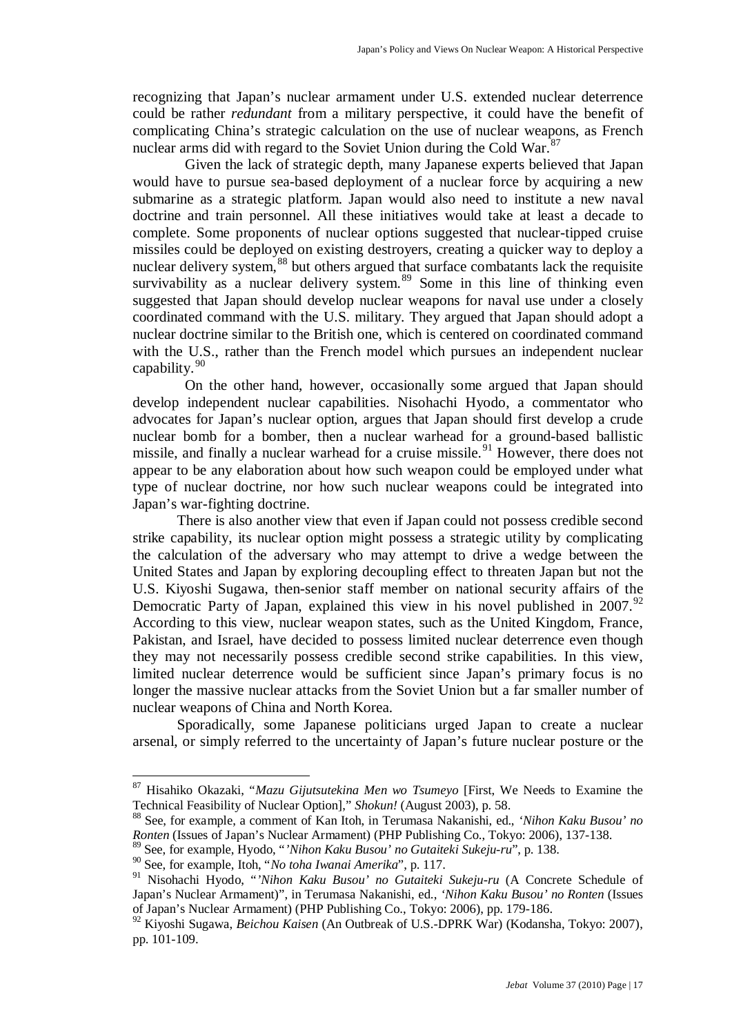recognizing that Japan's nuclear armament under U.S. extended nuclear deterrence could be rather *redundant* from a military perspective, it could have the benefit of complicating China's strategic calculation on the use of nuclear weapons, as French nuclear arms did with regard to the Soviet Union during the Cold War.[87]

Given the lack of strategic depth, many Japanese experts believed that Japan would have to pursue sea-based deployment of a nuclear force by acquiring a new submarine as a strategic platform. Japan would also need to institute a new naval doctrine and train personnel. All these initiatives would take at least a decade to complete. Some proponents of nuclear options suggested that nuclear-tipped cruise missiles could be deployed on existing destroyers, creating a quicker way to deploy a nuclear delivery system,[88] but others argued that surface combatants lack the requisite survivability as a nuclear delivery system.[89] Some in this line of thinking even suggested that Japan should develop nuclear weapons for naval use under a closely coordinated command with the U.S. military. They argued that Japan should adopt a nuclear doctrine similar to the British one, which is centered on coordinated command with the U.S., rather than the French model which pursues an independent nuclear capability.[90]

On the other hand, however, occasionally some argued that Japan should develop independent nuclear capabilities. Nisohachi Hyodo, a commentator who advocates for Japan's nuclear option, argues that Japan should first develop a crude nuclear bomb for a bomber, then a nuclear warhead for a ground-based ballistic missile, and finally a nuclear warhead for a cruise missile.[91] However, there does not appear to be any elaboration about how such weapon could be employed under what type of nuclear doctrine, nor how such nuclear weapons could be integrated into Japan's war-fighting doctrine.

There is also another view that even if Japan could not possess credible second strike capability, its nuclear option might possess a strategic utility by complicating the calculation of the adversary who may attempt to drive a wedge between the United States and Japan by exploring decoupling effect to threaten Japan but not the U.S. Kiyoshi Sugawa, then-senior staff member on national security affairs of the Democratic Party of Japan, explained this view in his novel published in 2007.[92] According to this view, nuclear weapon states, such as the United Kingdom, France, Pakistan, and Israel, have decided to possess limited nuclear deterrence even though they may not necessarily possess credible second strike capabilities. In this view, limited nuclear deterrence would be sufficient since Japan's primary focus is no longer the massive nuclear attacks from the Soviet Union but a far smaller number of nuclear weapons of China and North Korea.

Sporadically, some Japanese politicians urged Japan to create a nuclear arsenal, or simply referred to the uncertainty of Japan's future nuclear posture or the

---

[87] Hisahiko Okazaki, "*Mazu Gijutsutekina Men wo Tsumeyo* [First, We Needs to Examine the Technical Feasibility of Nuclear Option]," *Shokun!* (August 2003), p. 58.

[88] See, for example, a comment of Kan Itoh, in Terumasa Nakanishi, ed., *'Nihon Kaku Busou' no Ronten* (Issues of Japan's Nuclear Armament) (PHP Publishing Co., Tokyo: 2006), 137-138.

[89] See, for example, Hyodo, "*'Nihon Kaku Busou' no Gutaiteki Sukeju-ru*", p. 138.

[90] See, for example, Itoh, "*No toha Iwanai Amerika*", p. 117.

[91] Nisohachi Hyodo, "*'Nihon Kaku Busou' no Gutaiteki Sukeju-ru* (A Concrete Schedule of Japan's Nuclear Armament)", in Terumasa Nakanishi, ed., *'Nihon Kaku Busou' no Ronten* (Issues of Japan's Nuclear Armament) (PHP Publishing Co., Tokyo: 2006), pp. 179-186.

[92] Kiyoshi Sugawa, *Beichou Kaisen* (An Outbreak of U.S.-DPRK War) (Kodansha, Tokyo: 2007), pp. 101-109.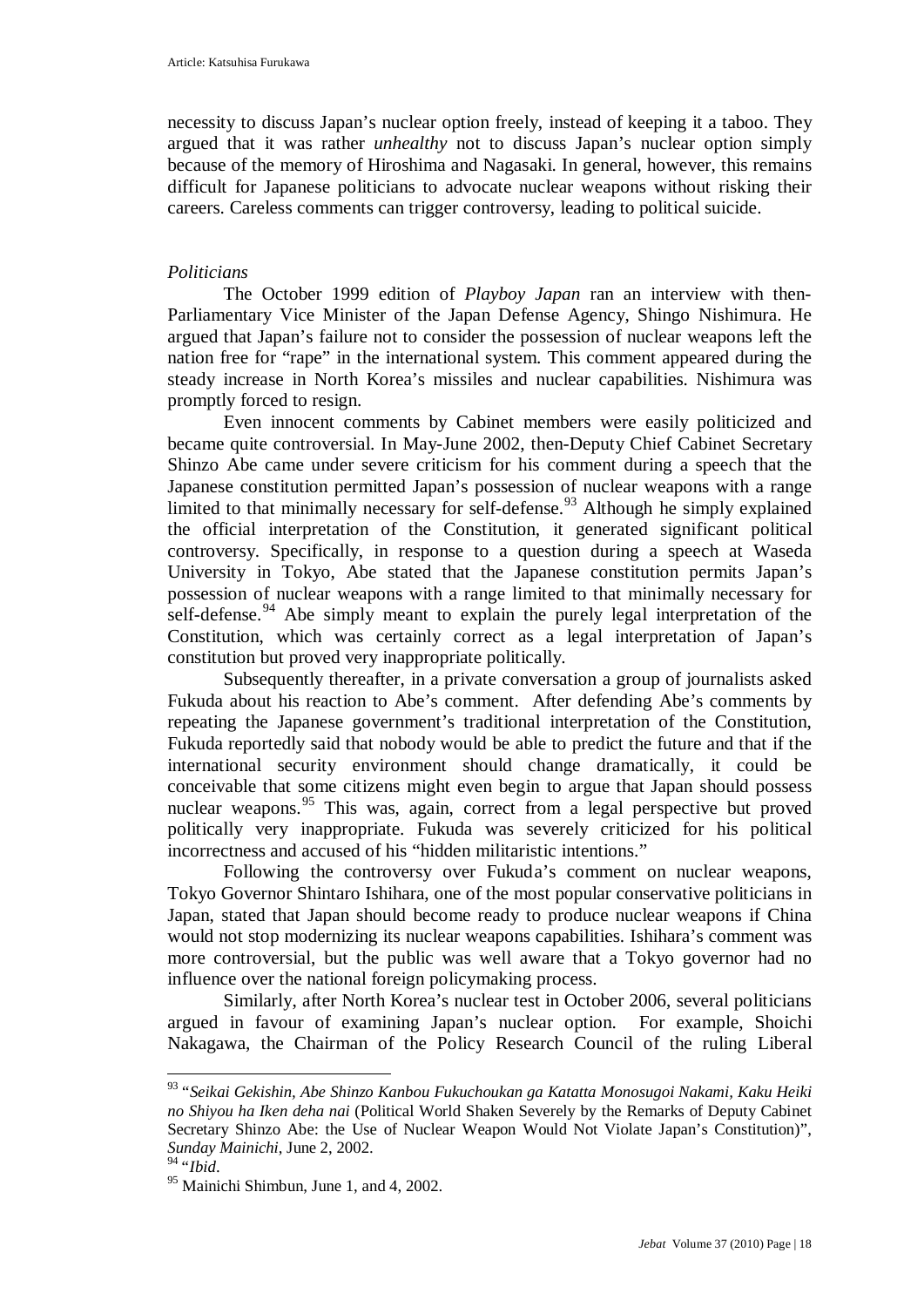necessity to discuss Japan's nuclear option freely, instead of keeping it a taboo. They argued that it was rather *unhealthy* not to discuss Japan's nuclear option simply because of the memory of Hiroshima and Nagasaki. In general, however, this remains difficult for Japanese politicians to advocate nuclear weapons without risking their careers. Careless comments can trigger controversy, leading to political suicide.

*Politicians*

The October 1999 edition of *Playboy Japan* ran an interview with then-Parliamentary Vice Minister of the Japan Defense Agency, Shingo Nishimura. He argued that Japan's failure not to consider the possession of nuclear weapons left the nation free for "rape" in the international system. This comment appeared during the steady increase in North Korea's missiles and nuclear capabilities. Nishimura was promptly forced to resign.

Even innocent comments by Cabinet members were easily politicized and became quite controversial. In May-June 2002, then-Deputy Chief Cabinet Secretary Shinzo Abe came under severe criticism for his comment during a speech that the Japanese constitution permitted Japan's possession of nuclear weapons with a range limited to that minimally necessary for self-defense.[93] Although he simply explained the official interpretation of the Constitution, it generated significant political controversy. Specifically, in response to a question during a speech at Waseda University in Tokyo, Abe stated that the Japanese constitution permits Japan's possession of nuclear weapons with a range limited to that minimally necessary for self-defense.[94] Abe simply meant to explain the purely legal interpretation of the Constitution, which was certainly correct as a legal interpretation of Japan's constitution but proved very inappropriate politically.

Subsequently thereafter, in a private conversation a group of journalists asked Fukuda about his reaction to Abe's comment. After defending Abe's comments by repeating the Japanese government's traditional interpretation of the Constitution, Fukuda reportedly said that nobody would be able to predict the future and that if the international security environment should change dramatically, it could be conceivable that some citizens might even begin to argue that Japan should possess nuclear weapons.[95] This was, again, correct from a legal perspective but proved politically very inappropriate. Fukuda was severely criticized for his political incorrectness and accused of his "hidden militaristic intentions."

Following the controversy over Fukuda's comment on nuclear weapons, Tokyo Governor Shintaro Ishihara, one of the most popular conservative politicians in Japan, stated that Japan should become ready to produce nuclear weapons if China would not stop modernizing its nuclear weapons capabilities. Ishihara's comment was more controversial, but the public was well aware that a Tokyo governor had no influence over the national foreign policymaking process.

Similarly, after North Korea's nuclear test in October 2006, several politicians argued in favour of examining Japan's nuclear option. For example, Shoichi Nakagawa, the Chairman of the Policy Research Council of the ruling Liberal

---

[93] "*Seikai Gekishin, Abe Shinzo Kanbou Fukuchoukan ga Katatta Monosugoi Nakami, Kaku Heiki no Shiyou ha Iken deha nai* (Political World Shaken Severely by the Remarks of Deputy Cabinet Secretary Shinzo Abe: the Use of Nuclear Weapon Would Not Violate Japan's Constitution)", *Sunday Mainichi*, June 2, 2002.

[94] "*Ibid*.

[95] Mainichi Shimbun, June 1, and 4, 2002.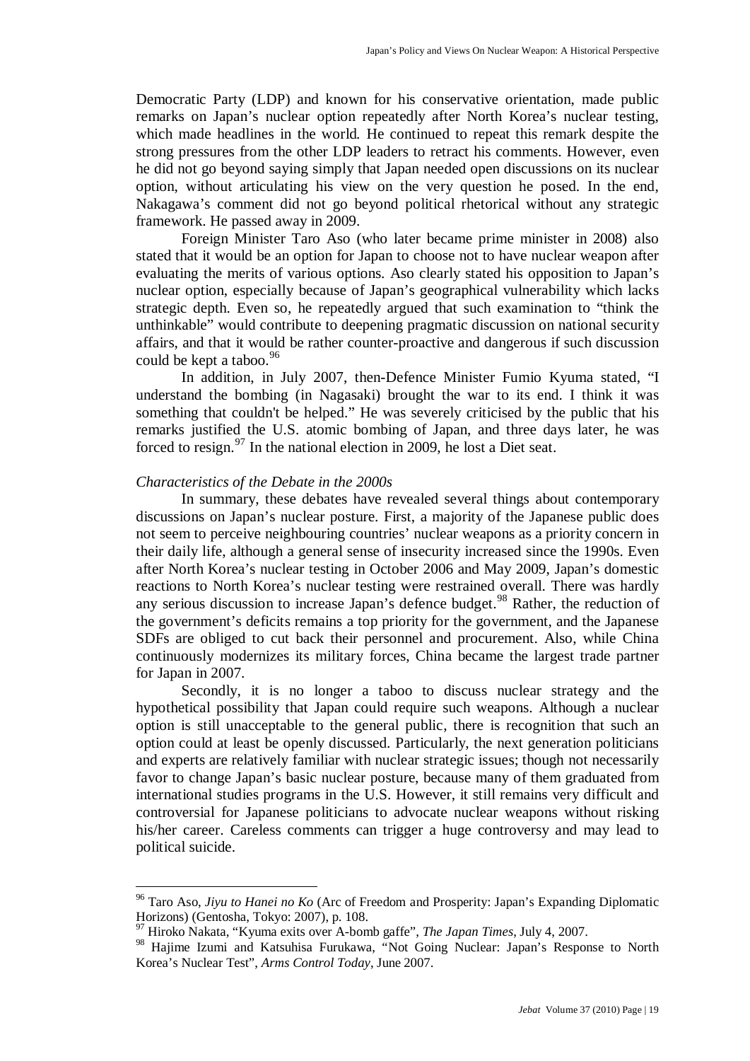Democratic Party (LDP) and known for his conservative orientation, made public remarks on Japan's nuclear option repeatedly after North Korea's nuclear testing, which made headlines in the world. He continued to repeat this remark despite the strong pressures from the other LDP leaders to retract his comments. However, even he did not go beyond saying simply that Japan needed open discussions on its nuclear option, without articulating his view on the very question he posed. In the end, Nakagawa's comment did not go beyond political rhetorical without any strategic framework. He passed away in 2009.

Foreign Minister Taro Aso (who later became prime minister in 2008) also stated that it would be an option for Japan to choose not to have nuclear weapon after evaluating the merits of various options. Aso clearly stated his opposition to Japan's nuclear option, especially because of Japan's geographical vulnerability which lacks strategic depth. Even so, he repeatedly argued that such examination to "think the unthinkable" would contribute to deepening pragmatic discussion on national security affairs, and that it would be rather counter-proactive and dangerous if such discussion could be kept a taboo.[96]

In addition, in July 2007, then-Defence Minister Fumio Kyuma stated, "I understand the bombing (in Nagasaki) brought the war to its end. I think it was something that couldn't be helped." He was severely criticised by the public that his remarks justified the U.S. atomic bombing of Japan, and three days later, he was forced to resign.[97] In the national election in 2009, he lost a Diet seat.

*Characteristics of the Debate in the 2000s*

In summary, these debates have revealed several things about contemporary discussions on Japan's nuclear posture. First, a majority of the Japanese public does not seem to perceive neighbouring countries' nuclear weapons as a priority concern in their daily life, although a general sense of insecurity increased since the 1990s. Even after North Korea's nuclear testing in October 2006 and May 2009, Japan's domestic reactions to North Korea's nuclear testing were restrained overall. There was hardly any serious discussion to increase Japan's defence budget.[98] Rather, the reduction of the government's deficits remains a top priority for the government, and the Japanese SDFs are obliged to cut back their personnel and procurement. Also, while China continuously modernizes its military forces, China became the largest trade partner for Japan in 2007.

Secondly, it is no longer a taboo to discuss nuclear strategy and the hypothetical possibility that Japan could require such weapons. Although a nuclear option is still unacceptable to the general public, there is recognition that such an option could at least be openly discussed. Particularly, the next generation politicians and experts are relatively familiar with nuclear strategic issues; though not necessarily favor to change Japan's basic nuclear posture, because many of them graduated from international studies programs in the U.S. However, it still remains very difficult and controversial for Japanese politicians to advocate nuclear weapons without risking his/her career. Careless comments can trigger a huge controversy and may lead to political suicide.

---

[96] Taro Aso, *Jiyu to Hanei no Ko* (Arc of Freedom and Prosperity: Japan's Expanding Diplomatic Horizons) (Gentosha, Tokyo: 2007), p. 108.

[97] Hiroko Nakata, "Kyuma exits over A-bomb gaffe", *The Japan Times*, July 4, 2007.

[98] Hajime Izumi and Katsuhisa Furukawa, "Not Going Nuclear: Japan's Response to North Korea's Nuclear Test", *Arms Control Today*, June 2007.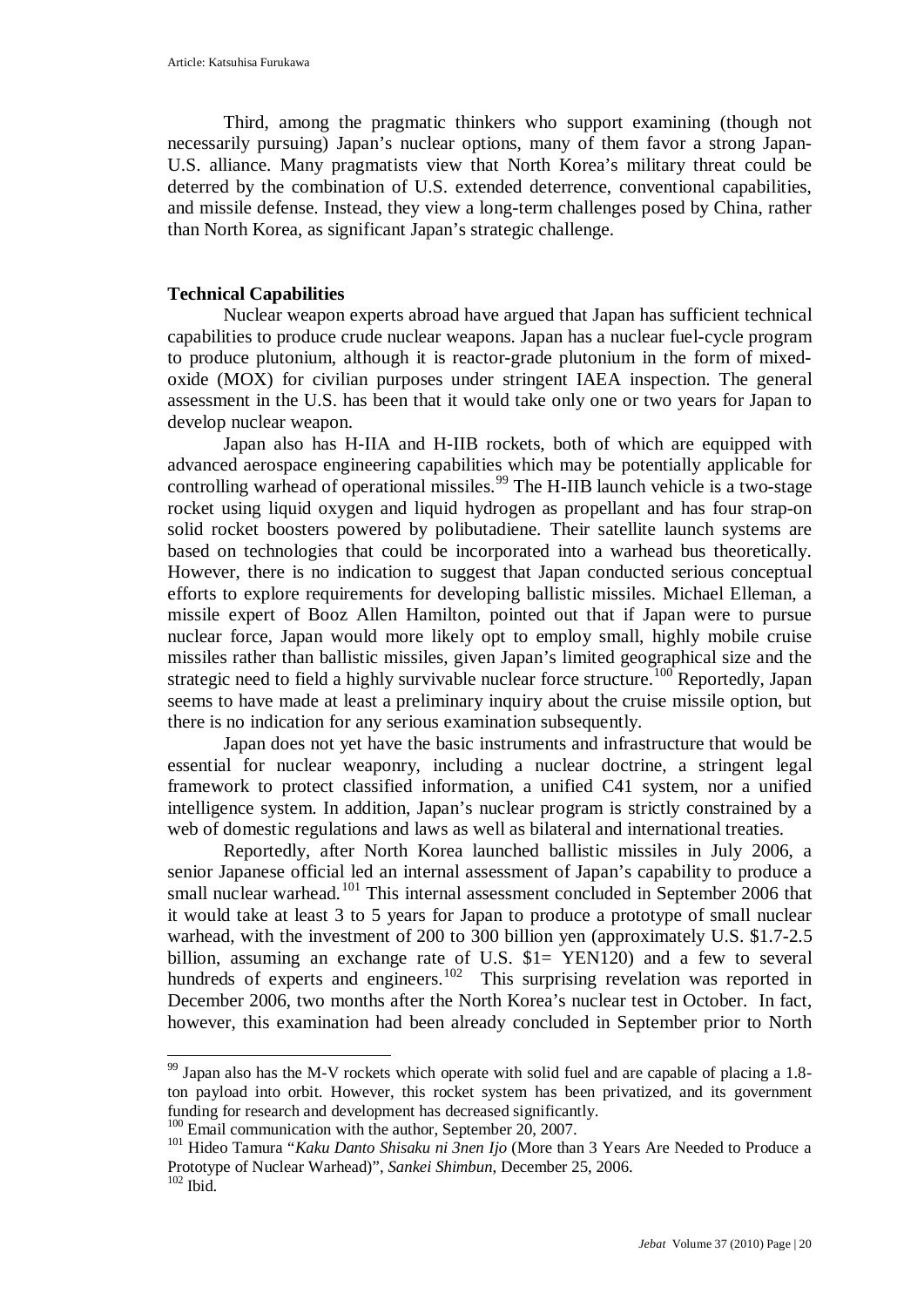Third, among the pragmatic thinkers who support examining (though not necessarily pursuing) Japan's nuclear options, many of them favor a strong Japan-U.S. alliance. Many pragmatists view that North Korea's military threat could be deterred by the combination of U.S. extended deterrence, conventional capabilities, and missile defense. Instead, they view a long-term challenges posed by China, rather than North Korea, as significant Japan's strategic challenge.

**Technical Capabilities**

Nuclear weapon experts abroad have argued that Japan has sufficient technical capabilities to produce crude nuclear weapons. Japan has a nuclear fuel-cycle program to produce plutonium, although it is reactor-grade plutonium in the form of mixed-oxide (MOX) for civilian purposes under stringent IAEA inspection. The general assessment in the U.S. has been that it would take only one or two years for Japan to develop nuclear weapon.

Japan also has H-IIA and H-IIB rockets, both of which are equipped with advanced aerospace engineering capabilities which may be potentially applicable for controlling warhead of operational missiles.[99] The H-IIB launch vehicle is a two-stage rocket using liquid oxygen and liquid hydrogen as propellant and has four strap-on solid rocket boosters powered by polibutadiene. Their satellite launch systems are based on technologies that could be incorporated into a warhead bus theoretically. However, there is no indication to suggest that Japan conducted serious conceptual efforts to explore requirements for developing ballistic missiles. Michael Elleman, a missile expert of Booz Allen Hamilton, pointed out that if Japan were to pursue nuclear force, Japan would more likely opt to employ small, highly mobile cruise missiles rather than ballistic missiles, given Japan's limited geographical size and the strategic need to field a highly survivable nuclear force structure.[100] Reportedly, Japan seems to have made at least a preliminary inquiry about the cruise missile option, but there is no indication for any serious examination subsequently.

Japan does not yet have the basic instruments and infrastructure that would be essential for nuclear weaponry, including a nuclear doctrine, a stringent legal framework to protect classified information, a unified C41 system, nor a unified intelligence system. In addition, Japan's nuclear program is strictly constrained by a web of domestic regulations and laws as well as bilateral and international treaties.

Reportedly, after North Korea launched ballistic missiles in July 2006, a senior Japanese official led an internal assessment of Japan's capability to produce a small nuclear warhead.[101] This internal assessment concluded in September 2006 that it would take at least 3 to 5 years for Japan to produce a prototype of small nuclear warhead, with the investment of 200 to 300 billion yen (approximately U.S. $1.7-2.5 billion, assuming an exchange rate of U.S. $1= YEN120) and a few to several hundreds of experts and engineers.[102] This surprising revelation was reported in December 2006, two months after the North Korea's nuclear test in October. In fact, however, this examination had been already concluded in September prior to North

---

[99] Japan also has the M-V rockets which operate with solid fuel and are capable of placing a 1.8-ton payload into orbit. However, this rocket system has been privatized, and its government funding for research and development has decreased significantly.

[100] Email communication with the author, September 20, 2007.

[101] Hideo Tamura "*Kaku Danto Shisaku ni 3nen Ijo* (More than 3 Years Are Needed to Produce a Prototype of Nuclear Warhead)", *Sankei Shimbun*, December 25, 2006.

[102] Ibid.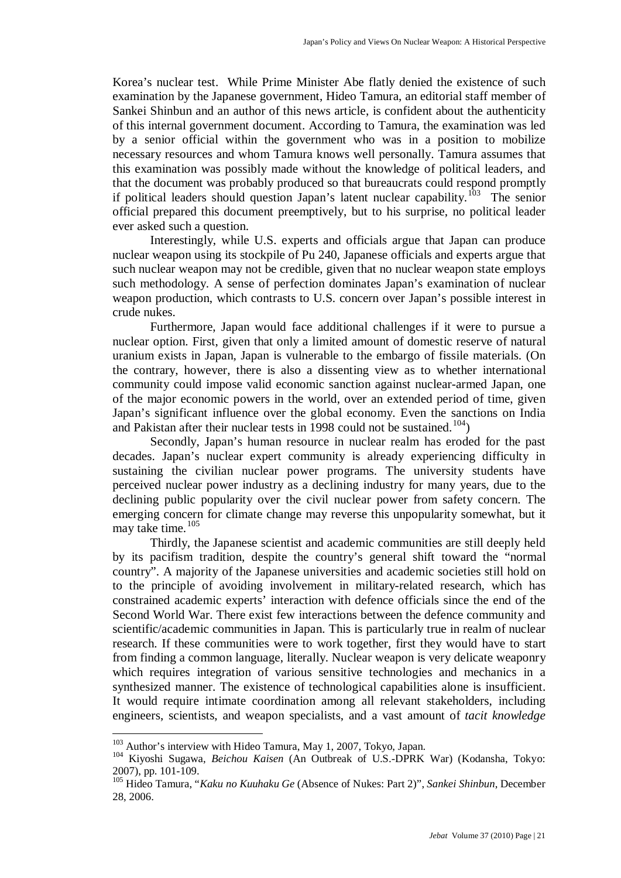Korea's nuclear test. While Prime Minister Abe flatly denied the existence of such examination by the Japanese government, Hideo Tamura, an editorial staff member of Sankei Shinbun and an author of this news article, is confident about the authenticity of this internal government document. According to Tamura, the examination was led by a senior official within the government who was in a position to mobilize necessary resources and whom Tamura knows well personally. Tamura assumes that this examination was possibly made without the knowledge of political leaders, and that the document was probably produced so that bureaucrats could respond promptly if political leaders should question Japan's latent nuclear capability.[103] The senior official prepared this document preemptively, but to his surprise, no political leader ever asked such a question.

Interestingly, while U.S. experts and officials argue that Japan can produce nuclear weapon using its stockpile of Pu 240, Japanese officials and experts argue that such nuclear weapon may not be credible, given that no nuclear weapon state employs such methodology. A sense of perfection dominates Japan's examination of nuclear weapon production, which contrasts to U.S. concern over Japan's possible interest in crude nukes.

Furthermore, Japan would face additional challenges if it were to pursue a nuclear option. First, given that only a limited amount of domestic reserve of natural uranium exists in Japan, Japan is vulnerable to the embargo of fissile materials. (On the contrary, however, there is also a dissenting view as to whether international community could impose valid economic sanction against nuclear-armed Japan, one of the major economic powers in the world, over an extended period of time, given Japan's significant influence over the global economy. Even the sanctions on India and Pakistan after their nuclear tests in 1998 could not be sustained.[104])

Secondly, Japan's human resource in nuclear realm has eroded for the past decades. Japan's nuclear expert community is already experiencing difficulty in sustaining the civilian nuclear power programs. The university students have perceived nuclear power industry as a declining industry for many years, due to the declining public popularity over the civil nuclear power from safety concern. The emerging concern for climate change may reverse this unpopularity somewhat, but it may take time.[105]

Thirdly, the Japanese scientist and academic communities are still deeply held by its pacifism tradition, despite the country's general shift toward the "normal country". A majority of the Japanese universities and academic societies still hold on to the principle of avoiding involvement in military-related research, which has constrained academic experts' interaction with defence officials since the end of the Second World War. There exist few interactions between the defence community and scientific/academic communities in Japan. This is particularly true in realm of nuclear research. If these communities were to work together, first they would have to start from finding a common language, literally. Nuclear weapon is very delicate weaponry which requires integration of various sensitive technologies and mechanics in a synthesized manner. The existence of technological capabilities alone is insufficient. It would require intimate coordination among all relevant stakeholders, including engineers, scientists, and weapon specialists, and a vast amount of *tacit knowledge*

---

[103] Author's interview with Hideo Tamura, May 1, 2007, Tokyo, Japan.

[104] Kiyoshi Sugawa, *Beichou Kaisen* (An Outbreak of U.S.-DPRK War) (Kodansha, Tokyo: 2007), pp. 101-109.

[105] Hideo Tamura, "*Kaku no Kuuhaku Ge* (Absence of Nukes: Part 2)", *Sankei Shinbun*, December 28, 2006.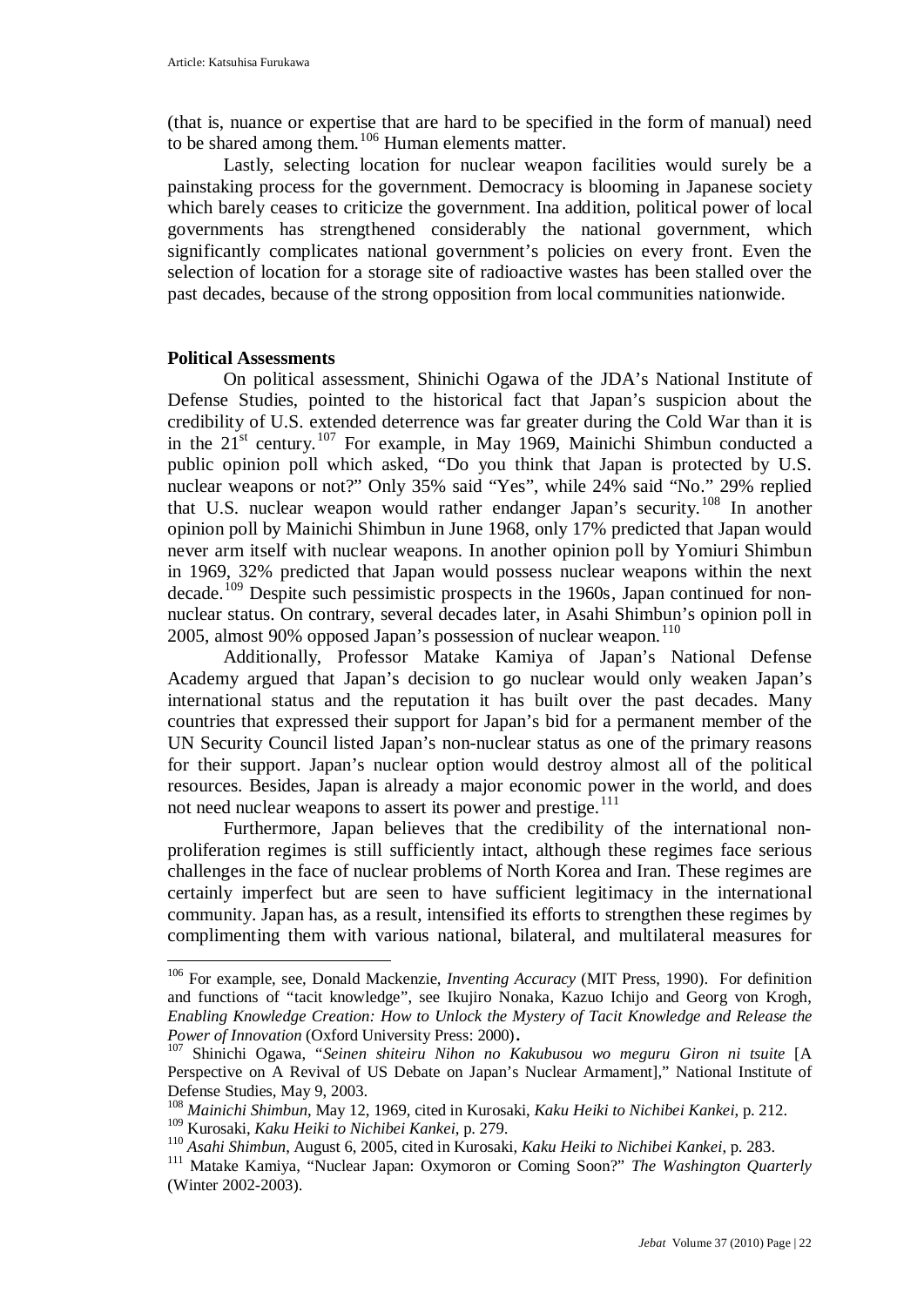(that is, nuance or expertise that are hard to be specified in the form of manual) need to be shared among them.[106] Human elements matter.

Lastly, selecting location for nuclear weapon facilities would surely be a painstaking process for the government. Democracy is blooming in Japanese society which barely ceases to criticize the government. Ina addition, political power of local governments has strengthened considerably the national government, which significantly complicates national government's policies on every front. Even the selection of location for a storage site of radioactive wastes has been stalled over the past decades, because of the strong opposition from local communities nationwide.

**Political Assessments**

On political assessment, Shinichi Ogawa of the JDA's National Institute of Defense Studies, pointed to the historical fact that Japan's suspicion about the credibility of U.S. extended deterrence was far greater during the Cold War than it is in the 21st century.[107] For example, in May 1969, Mainichi Shimbun conducted a public opinion poll which asked, "Do you think that Japan is protected by U.S. nuclear weapons or not?" Only 35% said "Yes", while 24% said "No." 29% replied that U.S. nuclear weapon would rather endanger Japan's security.[108] In another opinion poll by Mainichi Shimbun in June 1968, only 17% predicted that Japan would never arm itself with nuclear weapons. In another opinion poll by Yomiuri Shimbun in 1969, 32% predicted that Japan would possess nuclear weapons within the next decade.[109] Despite such pessimistic prospects in the 1960s, Japan continued for non-nuclear status. On contrary, several decades later, in Asahi Shimbun's opinion poll in 2005, almost 90% opposed Japan's possession of nuclear weapon.[110]

Additionally, Professor Matake Kamiya of Japan's National Defense Academy argued that Japan's decision to go nuclear would only weaken Japan's international status and the reputation it has built over the past decades. Many countries that expressed their support for Japan's bid for a permanent member of the UN Security Council listed Japan's non-nuclear status as one of the primary reasons for their support. Japan's nuclear option would destroy almost all of the political resources. Besides, Japan is already a major economic power in the world, and does not need nuclear weapons to assert its power and prestige.[111]

Furthermore, Japan believes that the credibility of the international non-proliferation regimes is still sufficiently intact, although these regimes face serious challenges in the face of nuclear problems of North Korea and Iran. These regimes are certainly imperfect but are seen to have sufficient legitimacy in the international community. Japan has, as a result, intensified its efforts to strengthen these regimes by complimenting them with various national, bilateral, and multilateral measures for

---

[106] For example, see, Donald Mackenzie, *Inventing Accuracy* (MIT Press, 1990). For definition and functions of "tacit knowledge", see Ikujiro Nonaka, Kazuo Ichijo and Georg von Krogh, *Enabling Knowledge Creation: How to Unlock the Mystery of Tacit Knowledge and Release the Power of Innovation* (Oxford University Press: 2000).

[107] Shinichi Ogawa, "*Seinen shiteiru Nihon no Kakubusou wo meguru Giron ni tsuite* [A Perspective on A Revival of US Debate on Japan's Nuclear Armament]," National Institute of Defense Studies, May 9, 2003.

[108] *Mainichi Shimbun*, May 12, 1969, cited in Kurosaki, *Kaku Heiki to Nichibei Kankei*, p. 212.

[109] Kurosaki, *Kaku Heiki to Nichibei Kankei*, p. 279.

[110] *Asahi Shimbun*, August 6, 2005, cited in Kurosaki, *Kaku Heiki to Nichibei Kankei*, p. 283.

[111] Matake Kamiya, "Nuclear Japan: Oxymoron or Coming Soon?" *The Washington Quarterly* (Winter 2002-2003).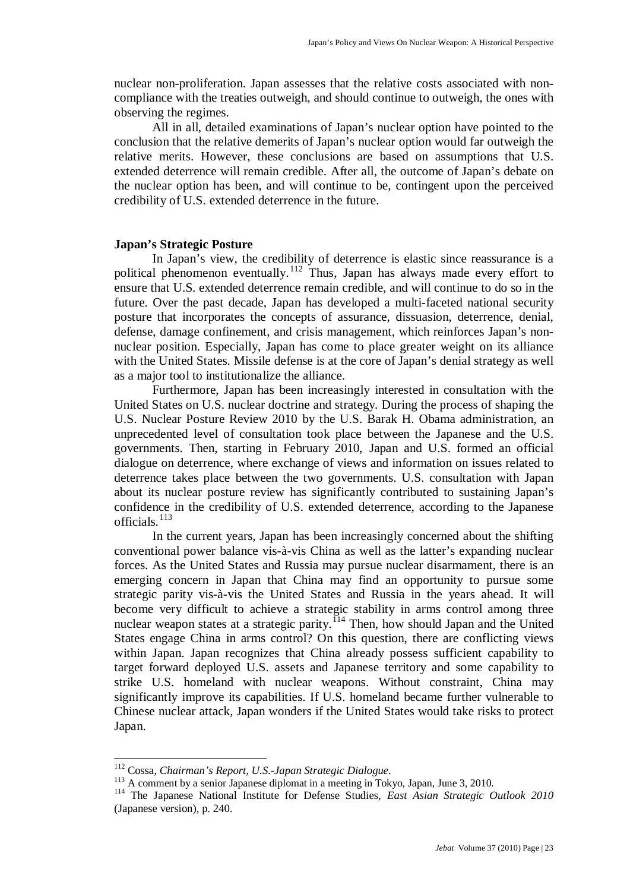nuclear non-proliferation. Japan assesses that the relative costs associated with non-compliance with the treaties outweigh, and should continue to outweigh, the ones with observing the regimes.

All in all, detailed examinations of Japan's nuclear option have pointed to the conclusion that the relative demerits of Japan's nuclear option would far outweigh the relative merits. However, these conclusions are based on assumptions that U.S. extended deterrence will remain credible. After all, the outcome of Japan's debate on the nuclear option has been, and will continue to be, contingent upon the perceived credibility of U.S. extended deterrence in the future.

**Japan's Strategic Posture**

In Japan's view, the credibility of deterrence is elastic since reassurance is a political phenomenon eventually.[112] Thus, Japan has always made every effort to ensure that U.S. extended deterrence remain credible, and will continue to do so in the future. Over the past decade, Japan has developed a multi-faceted national security posture that incorporates the concepts of assurance, dissuasion, deterrence, denial, defense, damage confinement, and crisis management, which reinforces Japan's non-nuclear position. Especially, Japan has come to place greater weight on its alliance with the United States. Missile defense is at the core of Japan's denial strategy as well as a major tool to institutionalize the alliance.

Furthermore, Japan has been increasingly interested in consultation with the United States on U.S. nuclear doctrine and strategy. During the process of shaping the U.S. Nuclear Posture Review 2010 by the U.S. Barak H. Obama administration, an unprecedented level of consultation took place between the Japanese and the U.S. governments. Then, starting in February 2010, Japan and U.S. formed an official dialogue on deterrence, where exchange of views and information on issues related to deterrence takes place between the two governments. U.S. consultation with Japan about its nuclear posture review has significantly contributed to sustaining Japan's confidence in the credibility of U.S. extended deterrence, according to the Japanese officials.[113]

In the current years, Japan has been increasingly concerned about the shifting conventional power balance vis-à-vis China as well as the latter's expanding nuclear forces. As the United States and Russia may pursue nuclear disarmament, there is an emerging concern in Japan that China may find an opportunity to pursue some strategic parity vis-à-vis the United States and Russia in the years ahead. It will become very difficult to achieve a strategic stability in arms control among three nuclear weapon states at a strategic parity.[114] Then, how should Japan and the United States engage China in arms control? On this question, there are conflicting views within Japan. Japan recognizes that China already possess sufficient capability to target forward deployed U.S. assets and Japanese territory and some capability to strike U.S. homeland with nuclear weapons. Without constraint, China may significantly improve its capabilities. If U.S. homeland became further vulnerable to Chinese nuclear attack, Japan wonders if the United States would take risks to protect Japan.

---

[112] Cossa, *Chairman's Report, U.S.-Japan Strategic Dialogue*.

[113] A comment by a senior Japanese diplomat in a meeting in Tokyo, Japan, June 3, 2010.

[114] The Japanese National Institute for Defense Studies, *East Asian Strategic Outlook 2010* (Japanese version), p. 240.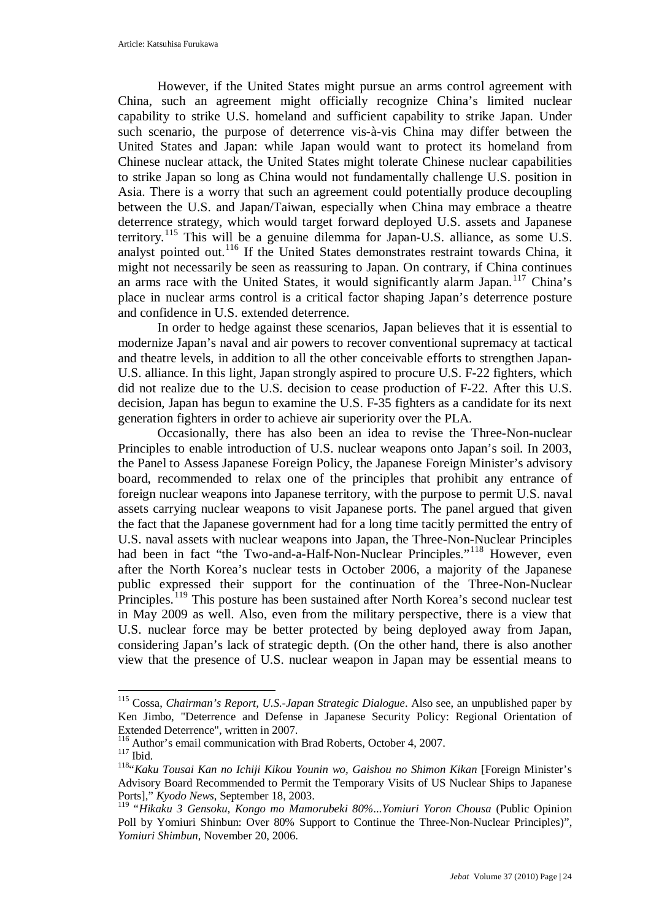However, if the United States might pursue an arms control agreement with China, such an agreement might officially recognize China's limited nuclear capability to strike U.S. homeland and sufficient capability to strike Japan. Under such scenario, the purpose of deterrence vis-à-vis China may differ between the United States and Japan: while Japan would want to protect its homeland from Chinese nuclear attack, the United States might tolerate Chinese nuclear capabilities to strike Japan so long as China would not fundamentally challenge U.S. position in Asia. There is a worry that such an agreement could potentially produce decoupling between the U.S. and Japan/Taiwan, especially when China may embrace a theatre deterrence strategy, which would target forward deployed U.S. assets and Japanese territory.[115] This will be a genuine dilemma for Japan-U.S. alliance, as some U.S. analyst pointed out.[116] If the United States demonstrates restraint towards China, it might not necessarily be seen as reassuring to Japan. On contrary, if China continues an arms race with the United States, it would significantly alarm Japan.[117] China's place in nuclear arms control is a critical factor shaping Japan's deterrence posture and confidence in U.S. extended deterrence.

In order to hedge against these scenarios, Japan believes that it is essential to modernize Japan's naval and air powers to recover conventional supremacy at tactical and theatre levels, in addition to all the other conceivable efforts to strengthen Japan-U.S. alliance. In this light, Japan strongly aspired to procure U.S. F-22 fighters, which did not realize due to the U.S. decision to cease production of F-22. After this U.S. decision, Japan has begun to examine the U.S. F-35 fighters as a candidate for its next generation fighters in order to achieve air superiority over the PLA.

Occasionally, there has also been an idea to revise the Three-Non-nuclear Principles to enable introduction of U.S. nuclear weapons onto Japan's soil. In 2003, the Panel to Assess Japanese Foreign Policy, the Japanese Foreign Minister's advisory board, recommended to relax one of the principles that prohibit any entrance of foreign nuclear weapons into Japanese territory, with the purpose to permit U.S. naval assets carrying nuclear weapons to visit Japanese ports. The panel argued that given the fact that the Japanese government had for a long time tacitly permitted the entry of U.S. naval assets with nuclear weapons into Japan, the Three-Non-Nuclear Principles had been in fact "the Two-and-a-Half-Non-Nuclear Principles."[118] However, even after the North Korea's nuclear tests in October 2006, a majority of the Japanese public expressed their support for the continuation of the Three-Non-Nuclear Principles.[119] This posture has been sustained after North Korea's second nuclear test in May 2009 as well. Also, even from the military perspective, there is a view that U.S. nuclear force may be better protected by being deployed away from Japan, considering Japan's lack of strategic depth. (On the other hand, there is also another view that the presence of U.S. nuclear weapon in Japan may be essential means to

---

[115] Cossa, *Chairman's Report, U.S.-Japan Strategic Dialogue*. Also see, an unpublished paper by Ken Jimbo, "Deterrence and Defense in Japanese Security Policy: Regional Orientation of Extended Deterrence", written in 2007.

[116] Author's email communication with Brad Roberts, October 4, 2007.

[117] Ibid.

[118] "*Kaku Tousai Kan no Ichiji Kikou Younin wo, Gaishou no Shimon Kikan* [Foreign Minister's Advisory Board Recommended to Permit the Temporary Visits of US Nuclear Ships to Japanese Ports]," *Kyodo News*, September 18, 2003.

[119] "*Hikaku 3 Gensoku, Kongo mo Mamorubeki 80%...Yomiuri Yoron Chousa* (Public Opinion Poll by Yomiuri Shinbun: Over 80% Support to Continue the Three-Non-Nuclear Principles)", *Yomiuri Shimbun*, November 20, 2006.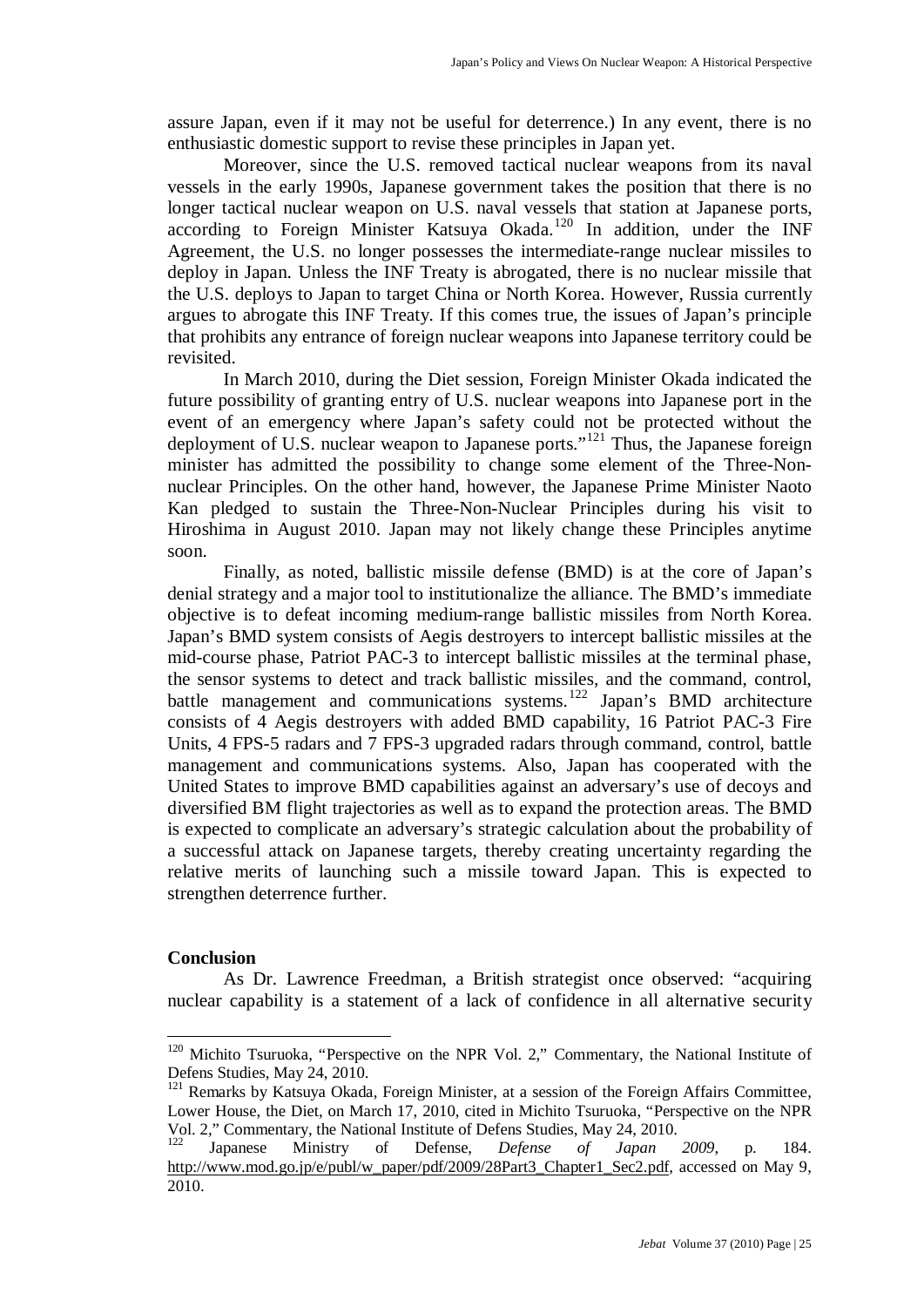assure Japan, even if it may not be useful for deterrence.) In any event, there is no enthusiastic domestic support to revise these principles in Japan yet.

Moreover, since the U.S. removed tactical nuclear weapons from its naval vessels in the early 1990s, Japanese government takes the position that there is no longer tactical nuclear weapon on U.S. naval vessels that station at Japanese ports, according to Foreign Minister Katsuya Okada.[120] In addition, under the INF Agreement, the U.S. no longer possesses the intermediate-range nuclear missiles to deploy in Japan. Unless the INF Treaty is abrogated, there is no nuclear missile that the U.S. deploys to Japan to target China or North Korea. However, Russia currently argues to abrogate this INF Treaty. If this comes true, the issues of Japan's principle that prohibits any entrance of foreign nuclear weapons into Japanese territory could be revisited.

In March 2010, during the Diet session, Foreign Minister Okada indicated the future possibility of granting entry of U.S. nuclear weapons into Japanese port in the event of an emergency where Japan's safety could not be protected without the deployment of U.S. nuclear weapon to Japanese ports."[121] Thus, the Japanese foreign minister has admitted the possibility to change some element of the Three-Non-nuclear Principles. On the other hand, however, the Japanese Prime Minister Naoto Kan pledged to sustain the Three-Non-Nuclear Principles during his visit to Hiroshima in August 2010. Japan may not likely change these Principles anytime soon.

Finally, as noted, ballistic missile defense (BMD) is at the core of Japan's denial strategy and a major tool to institutionalize the alliance. The BMD's immediate objective is to defeat incoming medium-range ballistic missiles from North Korea. Japan's BMD system consists of Aegis destroyers to intercept ballistic missiles at the mid-course phase, Patriot PAC-3 to intercept ballistic missiles at the terminal phase, the sensor systems to detect and track ballistic missiles, and the command, control, battle management and communications systems.[122] Japan's BMD architecture consists of 4 Aegis destroyers with added BMD capability, 16 Patriot PAC-3 Fire Units, 4 FPS-5 radars and 7 FPS-3 upgraded radars through command, control, battle management and communications systems. Also, Japan has cooperated with the United States to improve BMD capabilities against an adversary's use of decoys and diversified BM flight trajectories as well as to expand the protection areas. The BMD is expected to complicate an adversary's strategic calculation about the probability of a successful attack on Japanese targets, thereby creating uncertainty regarding the relative merits of launching such a missile toward Japan. This is expected to strengthen deterrence further.

**Conclusion**

As Dr. Lawrence Freedman, a British strategist once observed: "acquiring nuclear capability is a statement of a lack of confidence in all alternative security

---

[120] Michito Tsuruoka, "Perspective on the NPR Vol. 2," Commentary, the National Institute of Defens Studies, May 24, 2010.

[121] Remarks by Katsuya Okada, Foreign Minister, at a session of the Foreign Affairs Committee, Lower House, the Diet, on March 17, 2010, cited in Michito Tsuruoka, "Perspective on the NPR Vol. 2," Commentary, the National Institute of Defens Studies, May 24, 2010.

[122] Japanese Ministry of Defense, *Defense of Japan 2009*, p. 184. http://www.mod.go.jp/e/publ/w_paper/pdf/2009/28Part3_Chapter1_Sec2.pdf, accessed on May 9, 2010.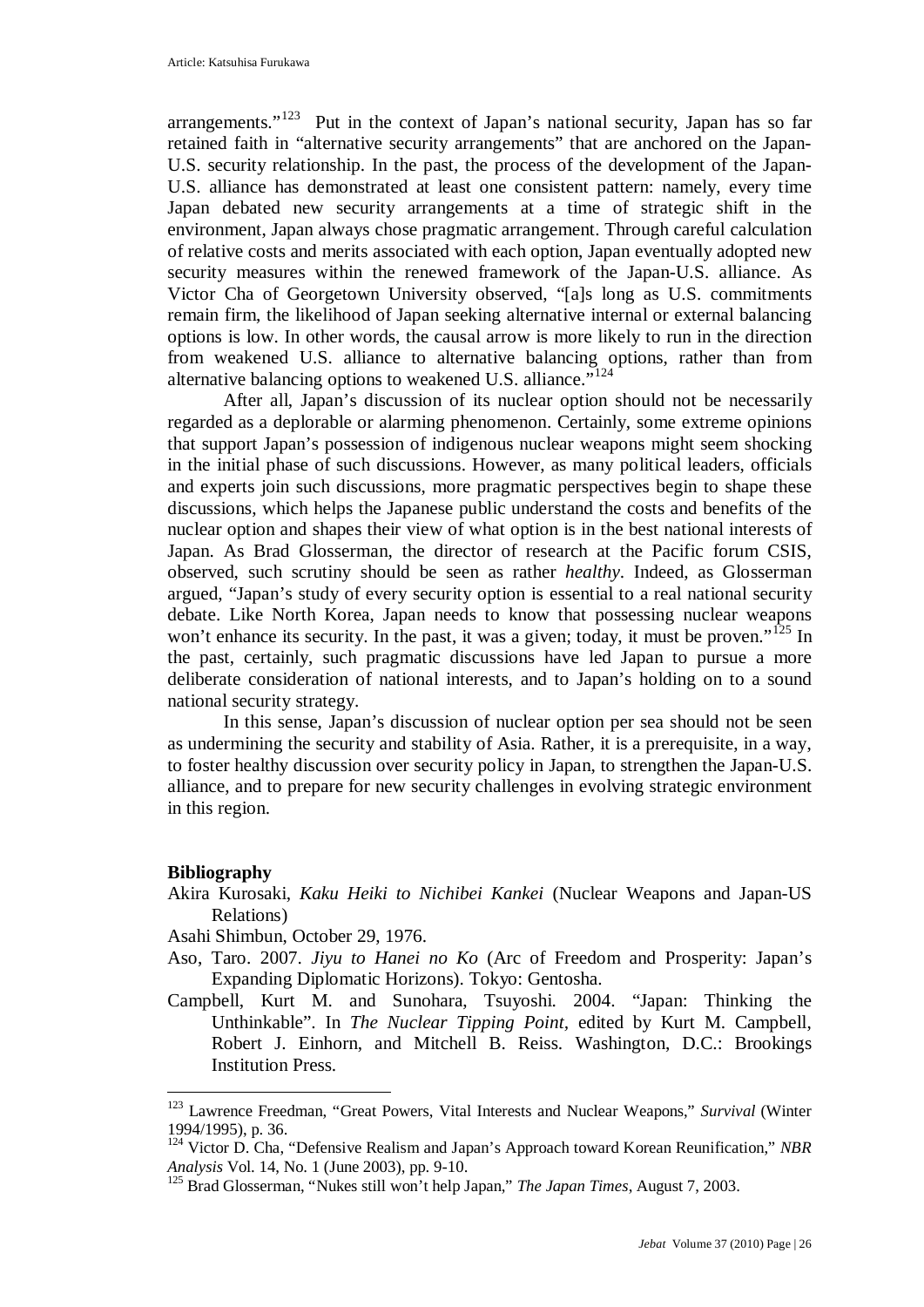arrangements."[123] Put in the context of Japan's national security, Japan has so far retained faith in "alternative security arrangements" that are anchored on the Japan-U.S. security relationship. In the past, the process of the development of the Japan-U.S. alliance has demonstrated at least one consistent pattern: namely, every time Japan debated new security arrangements at a time of strategic shift in the environment, Japan always chose pragmatic arrangement. Through careful calculation of relative costs and merits associated with each option, Japan eventually adopted new security measures within the renewed framework of the Japan-U.S. alliance. As Victor Cha of Georgetown University observed, "[a]s long as U.S. commitments remain firm, the likelihood of Japan seeking alternative internal or external balancing options is low. In other words, the causal arrow is more likely to run in the direction from weakened U.S. alliance to alternative balancing options, rather than from alternative balancing options to weakened U.S. alliance."[124]

After all, Japan's discussion of its nuclear option should not be necessarily regarded as a deplorable or alarming phenomenon. Certainly, some extreme opinions that support Japan's possession of indigenous nuclear weapons might seem shocking in the initial phase of such discussions. However, as many political leaders, officials and experts join such discussions, more pragmatic perspectives begin to shape these discussions, which helps the Japanese public understand the costs and benefits of the nuclear option and shapes their view of what option is in the best national interests of Japan. As Brad Glosserman, the director of research at the Pacific forum CSIS, observed, such scrutiny should be seen as rather *healthy*. Indeed, as Glosserman argued, "Japan's study of every security option is essential to a real national security debate. Like North Korea, Japan needs to know that possessing nuclear weapons won't enhance its security. In the past, it was a given; today, it must be proven."[125] In the past, certainly, such pragmatic discussions have led Japan to pursue a more deliberate consideration of national interests, and to Japan's holding on to a sound national security strategy.

In this sense, Japan's discussion of nuclear option per sea should not be seen as undermining the security and stability of Asia. Rather, it is a prerequisite, in a way, to foster healthy discussion over security policy in Japan, to strengthen the Japan-U.S. alliance, and to prepare for new security challenges in evolving strategic environment in this region.

**Bibliography**

Akira Kurosaki, *Kaku Heiki to Nichibei Kankei* (Nuclear Weapons and Japan-US Relations)

Asahi Shimbun, October 29, 1976.

Aso, Taro. 2007. *Jiyu to Hanei no Ko* (Arc of Freedom and Prosperity: Japan's Expanding Diplomatic Horizons). Tokyo: Gentosha.

Campbell, Kurt M. and Sunohara, Tsuyoshi. 2004. "Japan: Thinking the Unthinkable". In *The Nuclear Tipping Point*, edited by Kurt M. Campbell, Robert J. Einhorn, and Mitchell B. Reiss. Washington, D.C.: Brookings Institution Press.

---

[123] Lawrence Freedman, "Great Powers, Vital Interests and Nuclear Weapons," *Survival* (Winter 1994/1995), p. 36.

[124] Victor D. Cha, "Defensive Realism and Japan's Approach toward Korean Reunification," *NBR Analysis* Vol. 14, No. 1 (June 2003), pp. 9-10.

[125] Brad Glosserman, "Nukes still won't help Japan," *The Japan Times*, August 7, 2003.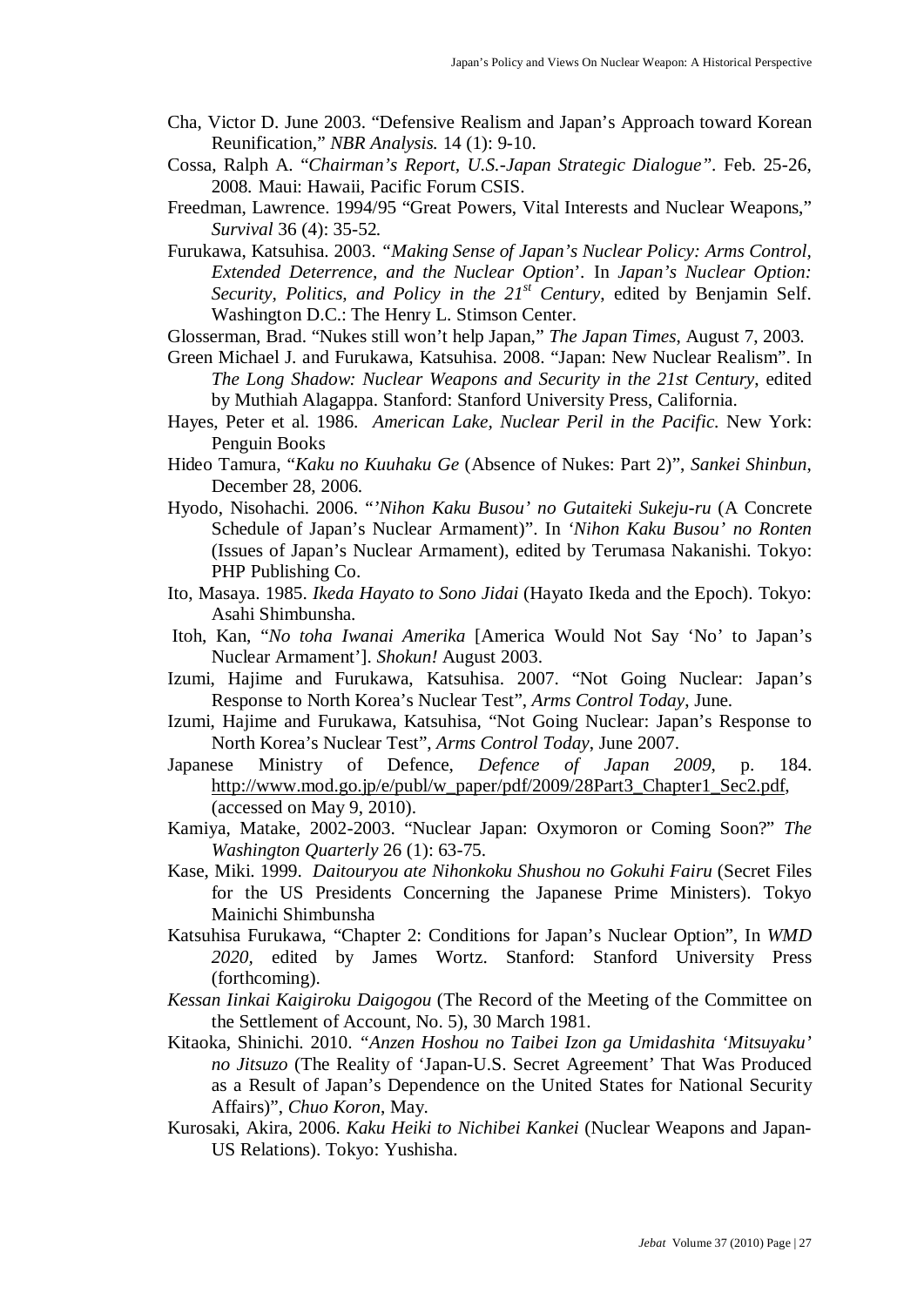Cha, Victor D. June 2003. "Defensive Realism and Japan's Approach toward Korean Reunification," *NBR Analysis.* 14 (1): 9-10.

Cossa, Ralph A. "*Chairman's Report, U.S.-Japan Strategic Dialogue"*. Feb. 25-26, 2008. Maui: Hawaii, Pacific Forum CSIS.

Freedman, Lawrence. 1994/95 "Great Powers, Vital Interests and Nuclear Weapons," *Survival* 36 (4): 35-52.

Furukawa, Katsuhisa. 2003. "*Making Sense of Japan's Nuclear Policy: Arms Control, Extended Deterrence, and the Nuclear Option*'. In *Japan's Nuclear Option: Security, Politics, and Policy in the 21st Century*, edited by Benjamin Self. Washington D.C.: The Henry L. Stimson Center.

Glosserman, Brad. "Nukes still won't help Japan," *The Japan Times*, August 7, 2003.

Green Michael J. and Furukawa, Katsuhisa. 2008. "Japan: New Nuclear Realism". In *The Long Shadow: Nuclear Weapons and Security in the 21st Century*, edited by Muthiah Alagappa. Stanford: Stanford University Press, California.

Hayes, Peter et al. 1986. *American Lake, Nuclear Peril in the Pacific*. New York: Penguin Books

Hideo Tamura, "*Kaku no Kuuhaku Ge* (Absence of Nukes: Part 2)", *Sankei Shinbun*, December 28, 2006.

Hyodo, Nisohachi. 2006. "*'Nihon Kaku Busou' no Gutaiteki Sukeju-ru* (A Concrete Schedule of Japan's Nuclear Armament)". In *'Nihon Kaku Busou' no Ronten* (Issues of Japan's Nuclear Armament), edited by Terumasa Nakanishi. Tokyo: PHP Publishing Co.

Ito, Masaya. 1985. *Ikeda Hayato to Sono Jidai* (Hayato Ikeda and the Epoch). Tokyo: Asahi Shimbunsha.

Itoh, Kan, "*No toha Iwanai Amerika* [America Would Not Say 'No' to Japan's Nuclear Armament']. *Shokun!* August 2003.

Izumi, Hajime and Furukawa, Katsuhisa. 2007. "Not Going Nuclear: Japan's Response to North Korea's Nuclear Test", *Arms Control Today*, June.

Izumi, Hajime and Furukawa, Katsuhisa, "Not Going Nuclear: Japan's Response to North Korea's Nuclear Test", *Arms Control Today*, June 2007.

Japanese Ministry of Defence, *Defence of Japan 2009*, p. 184. http://www.mod.go.jp/e/publ/w_paper/pdf/2009/28Part3_Chapter1_Sec2.pdf, (accessed on May 9, 2010).

Kamiya, Matake, 2002-2003. "Nuclear Japan: Oxymoron or Coming Soon?" *The Washington Quarterly* 26 (1): 63-75.

Kase, Miki. 1999. *Daitouryou ate Nihonkoku Shushou no Gokuhi Fairu* (Secret Files for the US Presidents Concerning the Japanese Prime Ministers). Tokyo Mainichi Shimbunsha

Katsuhisa Furukawa, "Chapter 2: Conditions for Japan's Nuclear Option", In *WMD 2020*, edited by James Wortz. Stanford: Stanford University Press (forthcoming).

*Kessan Iinkai Kaigiroku Daigogou* (The Record of the Meeting of the Committee on the Settlement of Account, No. 5), 30 March 1981.

Kitaoka, Shinichi. 2010. "*Anzen Hoshou no Taibei Izon ga Umidashita 'Mitsuyaku' no Jitsuzo* (The Reality of 'Japan-U.S. Secret Agreement' That Was Produced as a Result of Japan's Dependence on the United States for National Security Affairs)", *Chuo Koron*, May.

Kurosaki, Akira, 2006. *Kaku Heiki to Nichibei Kankei* (Nuclear Weapons and Japan-US Relations). Tokyo: Yushisha.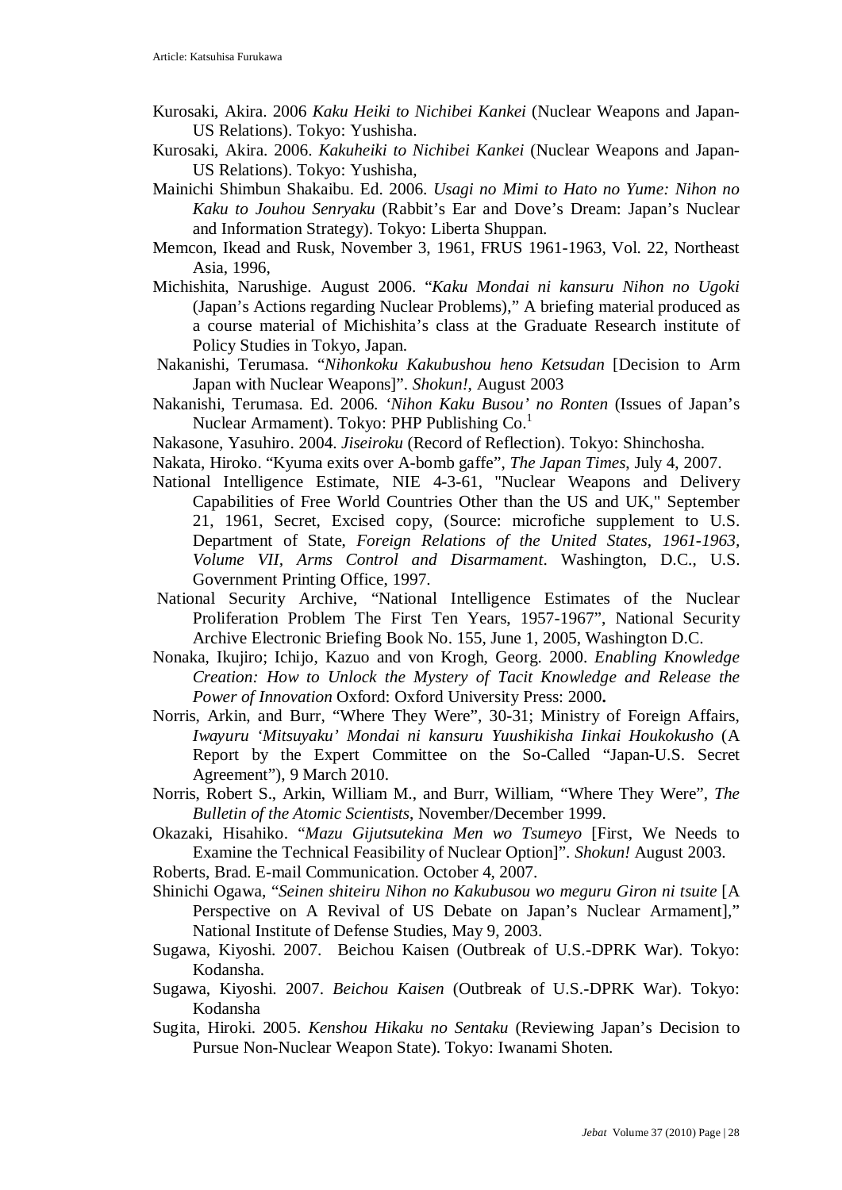Kurosaki, Akira. 2006 *Kaku Heiki to Nichibei Kankei* (Nuclear Weapons and Japan-US Relations). Tokyo: Yushisha.

Kurosaki, Akira. 2006. *Kakuheiki to Nichibei Kankei* (Nuclear Weapons and Japan-US Relations). Tokyo: Yushisha,

Mainichi Shimbun Shakaibu. Ed. 2006. *Usagi no Mimi to Hato no Yume: Nihon no Kaku to Jouhou Senryaku* (Rabbit's Ear and Dove's Dream: Japan's Nuclear and Information Strategy). Tokyo: Liberta Shuppan.

Memcon, Ikead and Rusk, November 3, 1961, FRUS 1961-1963, Vol. 22, Northeast Asia, 1996,

Michishita, Narushige. August 2006. "*Kaku Mondai ni kansuru Nihon no Ugoki* (Japan's Actions regarding Nuclear Problems)," A briefing material produced as a course material of Michishita's class at the Graduate Research institute of Policy Studies in Tokyo, Japan.

Nakanishi, Terumasa. "*Nihonkoku Kakubushou heno Ketsudan* [Decision to Arm Japan with Nuclear Weapons]". *Shokun!*, August 2003

Nakanishi, Terumasa. Ed. 2006. *'Nihon Kaku Busou' no Ronten* (Issues of Japan's Nuclear Armament). Tokyo: PHP Publishing Co.[1]

Nakasone, Yasuhiro. 2004. *Jiseiroku* (Record of Reflection). Tokyo: Shinchosha.

Nakata, Hiroko. "Kyuma exits over A-bomb gaffe", *The Japan Times*, July 4, 2007.

National Intelligence Estimate, NIE 4-3-61, "Nuclear Weapons and Delivery Capabilities of Free World Countries Other than the US and UK," September 21, 1961, Secret, Excised copy, (Source: microfiche supplement to U.S. Department of State, *Foreign Relations of the United States, 1961-1963, Volume VII, Arms Control and Disarmament*. Washington, D.C., U.S. Government Printing Office, 1997.

National Security Archive, "National Intelligence Estimates of the Nuclear Proliferation Problem The First Ten Years, 1957-1967", National Security Archive Electronic Briefing Book No. 155, June 1, 2005, Washington D.C.

Nonaka, Ikujiro; Ichijo, Kazuo and von Krogh, Georg. 2000. *Enabling Knowledge Creation: How to Unlock the Mystery of Tacit Knowledge and Release the Power of Innovation* Oxford: Oxford University Press: 2000**.**

Norris, Arkin, and Burr, "Where They Were", 30-31; Ministry of Foreign Affairs, *Iwayuru 'Mitsuyaku' Mondai ni kansuru Yuushikisha Iinkai Houkokusho* (A Report by the Expert Committee on the So-Called "Japan-U.S. Secret Agreement"), 9 March 2010.

Norris, Robert S., Arkin, William M., and Burr, William, "Where They Were", *The Bulletin of the Atomic Scientists*, November/December 1999.

Okazaki, Hisahiko. "*Mazu Gijutsutekina Men wo Tsumeyo* [First, We Needs to Examine the Technical Feasibility of Nuclear Option]". *Shokun!* August 2003.

Roberts, Brad. E-mail Communication. October 4, 2007.

Shinichi Ogawa, "*Seinen shiteiru Nihon no Kakubusou wo meguru Giron ni tsuite* [A Perspective on A Revival of US Debate on Japan's Nuclear Armament]," National Institute of Defense Studies, May 9, 2003.

Sugawa, Kiyoshi. 2007. Beichou Kaisen (Outbreak of U.S.-DPRK War). Tokyo: Kodansha.

Sugawa, Kiyoshi. 2007. *Beichou Kaisen* (Outbreak of U.S.-DPRK War). Tokyo: Kodansha

Sugita, Hiroki. 2005. *Kenshou Hikaku no Sentaku* (Reviewing Japan's Decision to Pursue Non-Nuclear Weapon State). Tokyo: Iwanami Shoten.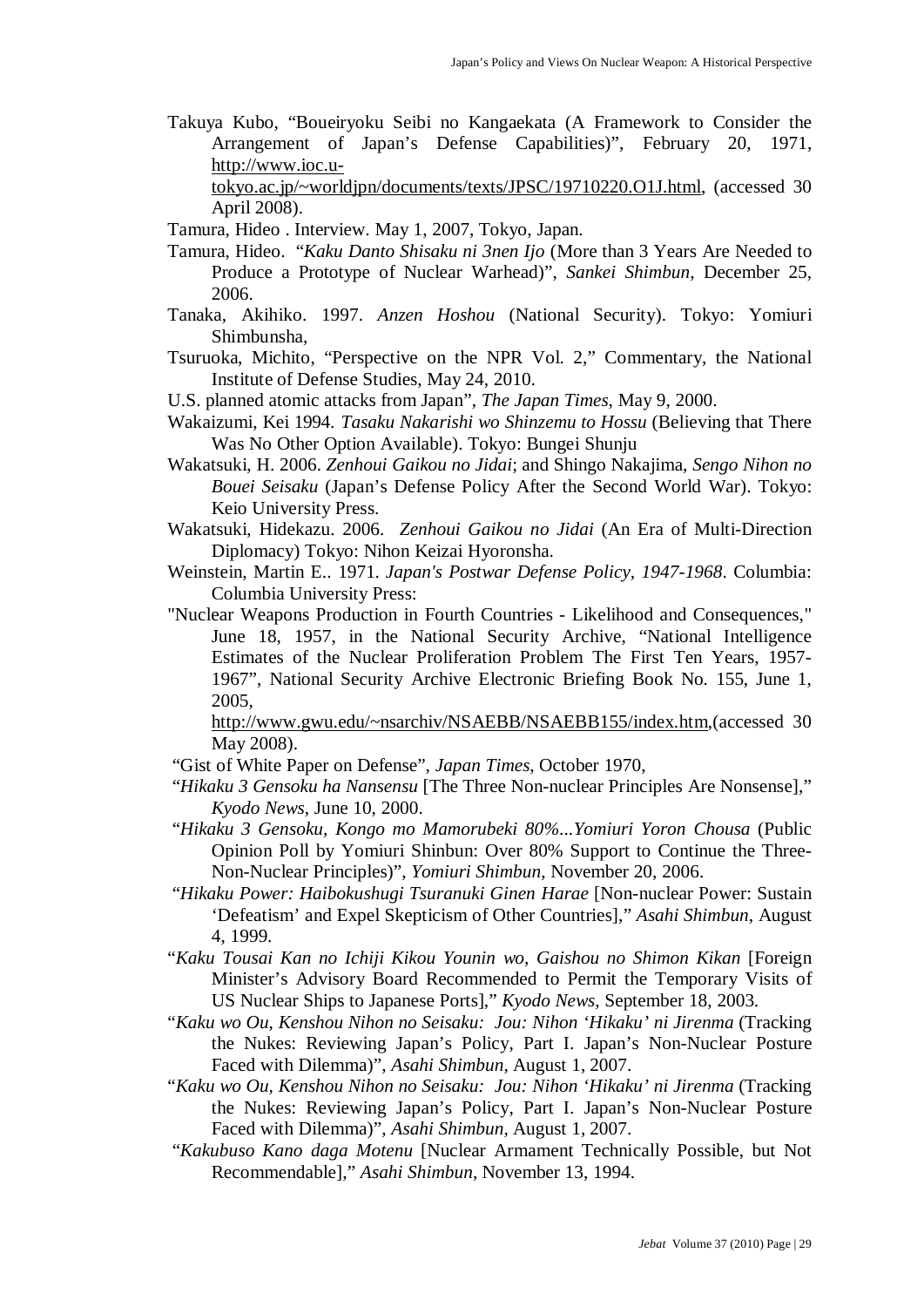Takuya Kubo, "Boueiryoku Seibi no Kangaekata (A Framework to Consider the Arrangement of Japan's Defense Capabilities)", February 20, 1971, http://www.ioc.u-tokyo.ac.jp/~worldjpn/documents/texts/JPSC/19710220.O1J.html, (accessed 30 April 2008).

Tamura, Hideo . Interview. May 1, 2007, Tokyo, Japan.

Tamura, Hideo. "*Kaku Danto Shisaku ni 3nen Ijo* (More than 3 Years Are Needed to Produce a Prototype of Nuclear Warhead)", *Sankei Shimbun*, December 25, 2006.

Tanaka, Akihiko. 1997. *Anzen Hoshou* (National Security). Tokyo: Yomiuri Shimbunsha,

Tsuruoka, Michito, "Perspective on the NPR Vol. 2," Commentary, the National Institute of Defense Studies, May 24, 2010.

U.S. planned atomic attacks from Japan", *The Japan Times*, May 9, 2000.

Wakaizumi, Kei 1994. *Tasaku Nakarishi wo Shinzemu to Hossu* (Believing that There Was No Other Option Available). Tokyo: Bungei Shunju

Wakatsuki, H. 2006. *Zenhoui Gaikou no Jidai*; and Shingo Nakajima, *Sengo Nihon no Bouei Seisaku* (Japan's Defense Policy After the Second World War). Tokyo: Keio University Press.

Wakatsuki, Hidekazu. 2006. *Zenhoui Gaikou no Jidai* (An Era of Multi-Direction Diplomacy) Tokyo: Nihon Keizai Hyoronsha.

Weinstein, Martin E.. 1971. *Japan's Postwar Defense Policy, 1947-1968*. Columbia: Columbia University Press:

"Nuclear Weapons Production in Fourth Countries - Likelihood and Consequences," June 18, 1957, in the National Security Archive, "National Intelligence Estimates of the Nuclear Proliferation Problem The First Ten Years, 1957-1967", National Security Archive Electronic Briefing Book No. 155, June 1, 2005, http://www.gwu.edu/~nsarchiv/NSAEBB/NSAEBB155/index.htm,(accessed 30 May 2008).

"Gist of White Paper on Defense", *Japan Times*, October 1970,

"*Hikaku 3 Gensoku ha Nansensu* [The Three Non-nuclear Principles Are Nonsense]," *Kyodo News*, June 10, 2000.

"*Hikaku 3 Gensoku, Kongo mo Mamorubeki 80%...Yomiuri Yoron Chousa* (Public Opinion Poll by Yomiuri Shinbun: Over 80% Support to Continue the Three-Non-Nuclear Principles)", *Yomiuri Shimbun*, November 20, 2006.

"*Hikaku Power: Haibokushugi Tsuranuki Ginen Harae* [Non-nuclear Power: Sustain 'Defeatism' and Expel Skepticism of Other Countries]," *Asahi Shimbun*, August 4, 1999.

"*Kaku Tousai Kan no Ichiji Kikou Younin wo, Gaishou no Shimon Kikan* [Foreign Minister's Advisory Board Recommended to Permit the Temporary Visits of US Nuclear Ships to Japanese Ports]," *Kyodo News*, September 18, 2003.

"*Kaku wo Ou, Kenshou Nihon no Seisaku: Jou: Nihon 'Hikaku' ni Jirenma* (Tracking the Nukes: Reviewing Japan's Policy, Part I. Japan's Non-Nuclear Posture Faced with Dilemma)", *Asahi Shimbun*, August 1, 2007.

"*Kaku wo Ou, Kenshou Nihon no Seisaku: Jou: Nihon 'Hikaku' ni Jirenma* (Tracking the Nukes: Reviewing Japan's Policy, Part I. Japan's Non-Nuclear Posture Faced with Dilemma)", *Asahi Shimbun*, August 1, 2007.

"*Kakubuso Kano daga Motenu* [Nuclear Armament Technically Possible, but Not Recommendable]," *Asahi Shimbun*, November 13, 1994.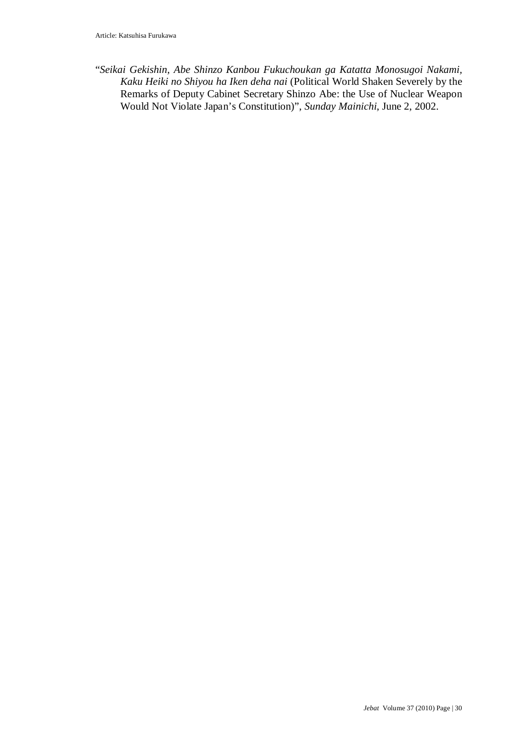"*Seikai Gekishin, Abe Shinzo Kanbou Fukuchoukan ga Katatta Monosugoi Nakami, Kaku Heiki no Shiyou ha Iken deha nai* (Political World Shaken Severely by the Remarks of Deputy Cabinet Secretary Shinzo Abe: the Use of Nuclear Weapon Would Not Violate Japan's Constitution)", *Sunday Mainichi*, June 2, 2002.